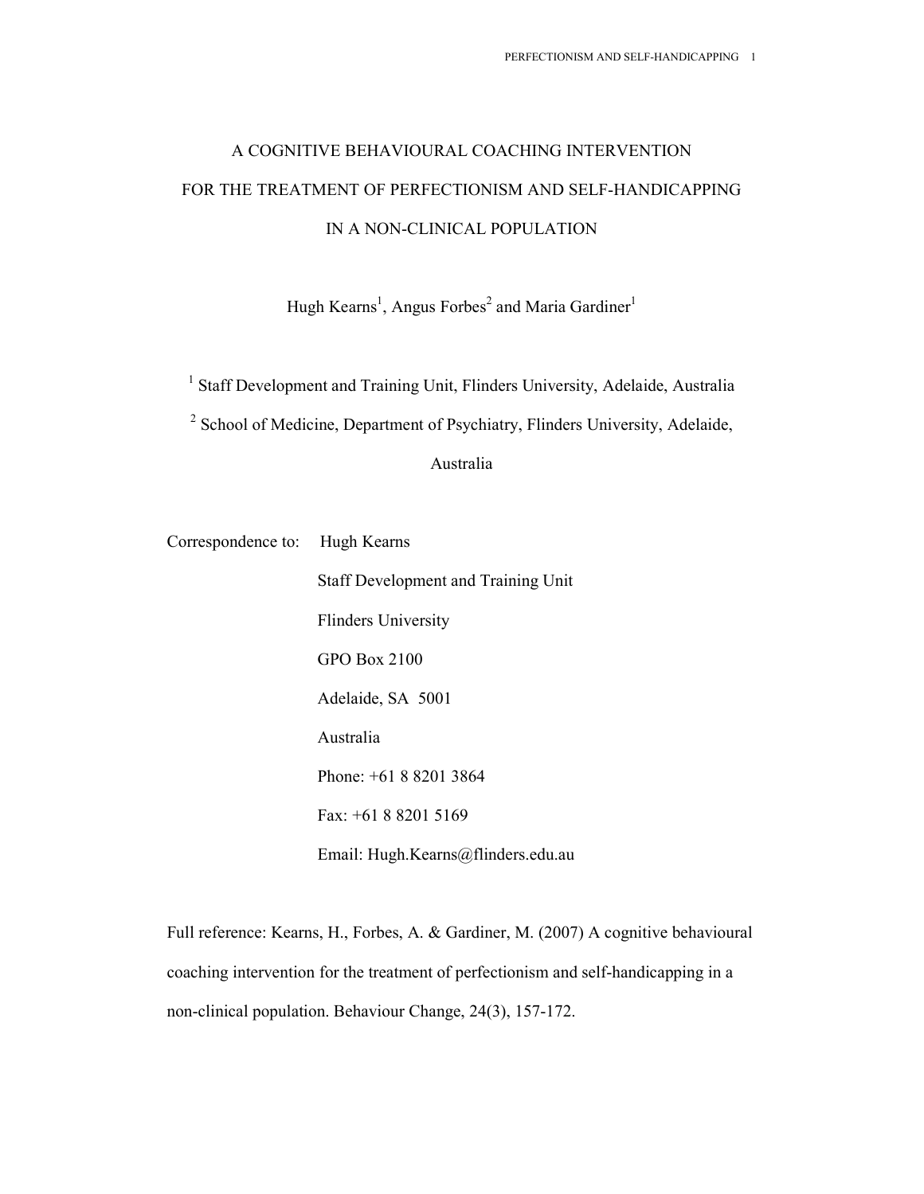# A COGNITIVE BEHAVIOURAL COACHING INTERVENTION FOR THE TREATMENT OF PERFECTIONISM AND SELF-HANDICAPPING IN A NON-CLINICAL POPULATION

Hugh Kearns[1], Angus Forbes[2] and Maria Gardiner[1]

[1] Staff Development and Training Unit, Flinders University, Adelaide, Australia

[2] School of Medicine, Department of Psychiatry, Flinders University, Adelaide, Australia

Correspondence to: Hugh Kearns
Staff Development and Training Unit
Flinders University
GPO Box 2100
Adelaide, SA 5001
Australia
Phone: +61 8 8201 3864
Fax: +61 8 8201 5169
Email: Hugh.Kearns@flinders.edu.au

Full reference: Kearns, H., Forbes, A. & Gardiner, M. (2007) A cognitive behavioural coaching intervention for the treatment of perfectionism and self-handicapping in a non-clinical population. Behaviour Change, 24(3), 157-172.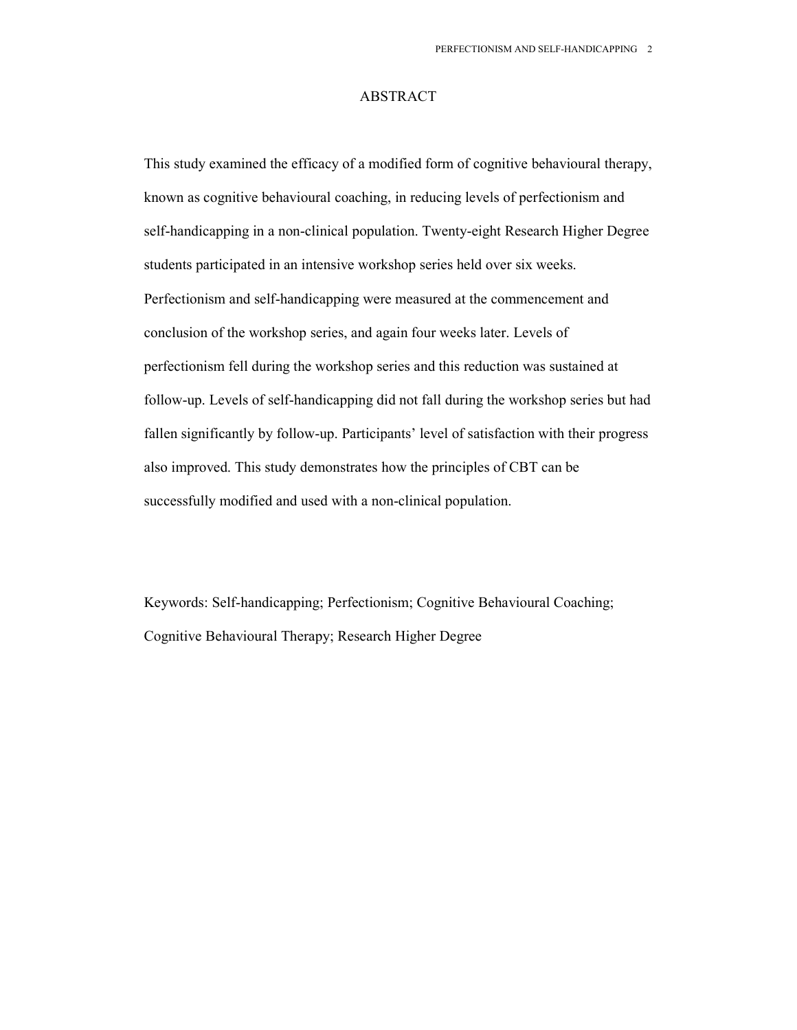# ABSTRACT

This study examined the efficacy of a modified form of cognitive behavioural therapy, known as cognitive behavioural coaching, in reducing levels of perfectionism and self-handicapping in a non-clinical population. Twenty-eight Research Higher Degree students participated in an intensive workshop series held over six weeks. Perfectionism and self-handicapping were measured at the commencement and conclusion of the workshop series, and again four weeks later. Levels of perfectionism fell during the workshop series and this reduction was sustained at follow-up. Levels of self-handicapping did not fall during the workshop series but had fallen significantly by follow-up. Participants' level of satisfaction with their progress also improved. This study demonstrates how the principles of CBT can be successfully modified and used with a non-clinical population.

Keywords: Self-handicapping; Perfectionism; Cognitive Behavioural Coaching; Cognitive Behavioural Therapy; Research Higher Degree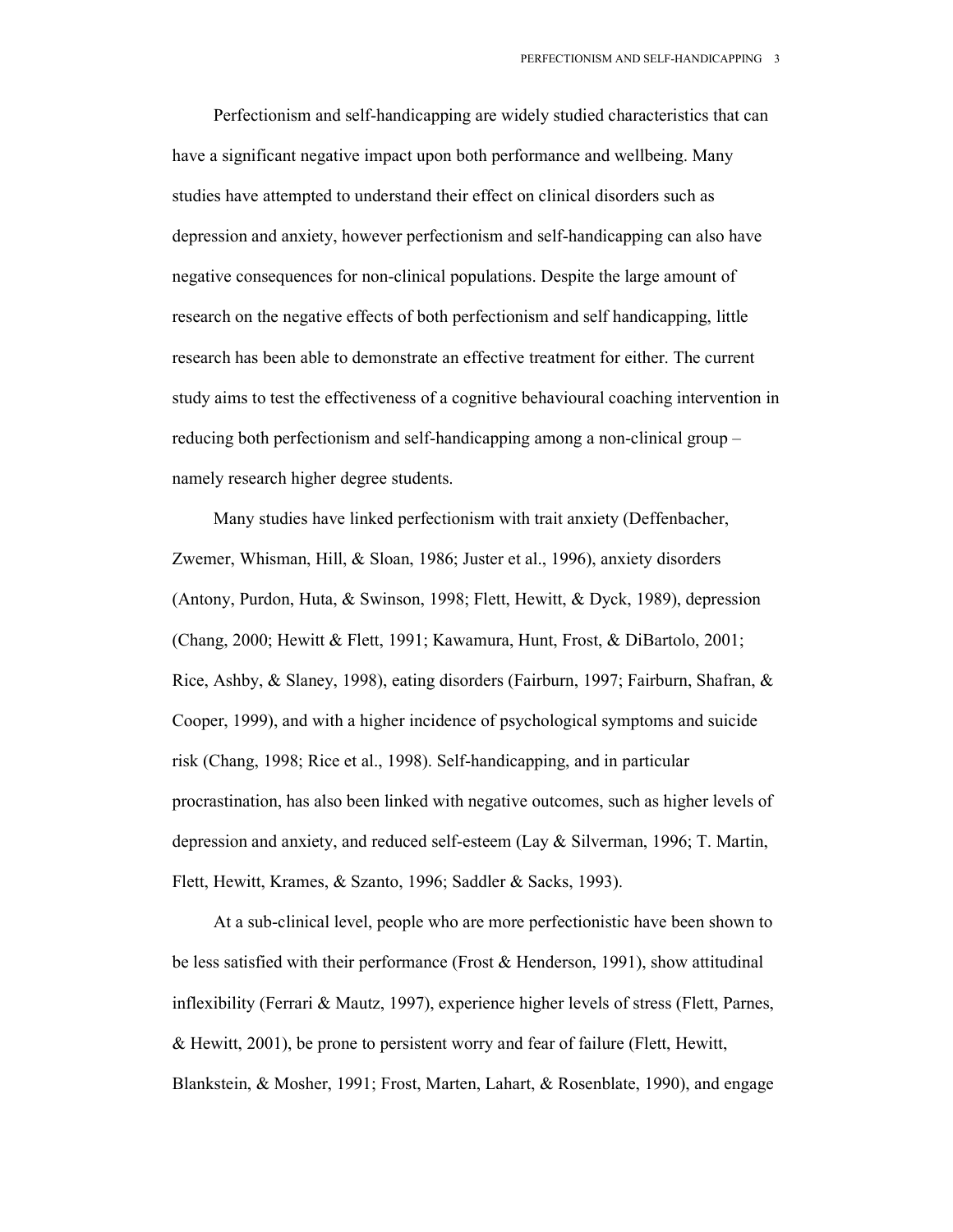Perfectionism and self-handicapping are widely studied characteristics that can have a significant negative impact upon both performance and wellbeing. Many studies have attempted to understand their effect on clinical disorders such as depression and anxiety, however perfectionism and self-handicapping can also have negative consequences for non-clinical populations. Despite the large amount of research on the negative effects of both perfectionism and self handicapping, little research has been able to demonstrate an effective treatment for either. The current study aims to test the effectiveness of a cognitive behavioural coaching intervention in reducing both perfectionism and self-handicapping among a non-clinical group – namely research higher degree students.

Many studies have linked perfectionism with trait anxiety (Deffenbacher, Zwemer, Whisman, Hill, & Sloan, 1986; Juster et al., 1996), anxiety disorders (Antony, Purdon, Huta, & Swinson, 1998; Flett, Hewitt, & Dyck, 1989), depression (Chang, 2000; Hewitt & Flett, 1991; Kawamura, Hunt, Frost, & DiBartolo, 2001; Rice, Ashby, & Slaney, 1998), eating disorders (Fairburn, 1997; Fairburn, Shafran, & Cooper, 1999), and with a higher incidence of psychological symptoms and suicide risk (Chang, 1998; Rice et al., 1998). Self-handicapping, and in particular procrastination, has also been linked with negative outcomes, such as higher levels of depression and anxiety, and reduced self-esteem (Lay & Silverman, 1996; T. Martin, Flett, Hewitt, Krames, & Szanto, 1996; Saddler & Sacks, 1993).

At a sub-clinical level, people who are more perfectionistic have been shown to be less satisfied with their performance (Frost & Henderson, 1991), show attitudinal inflexibility (Ferrari & Mautz, 1997), experience higher levels of stress (Flett, Parnes, & Hewitt, 2001), be prone to persistent worry and fear of failure (Flett, Hewitt, Blankstein, & Mosher, 1991; Frost, Marten, Lahart, & Rosenblate, 1990), and engage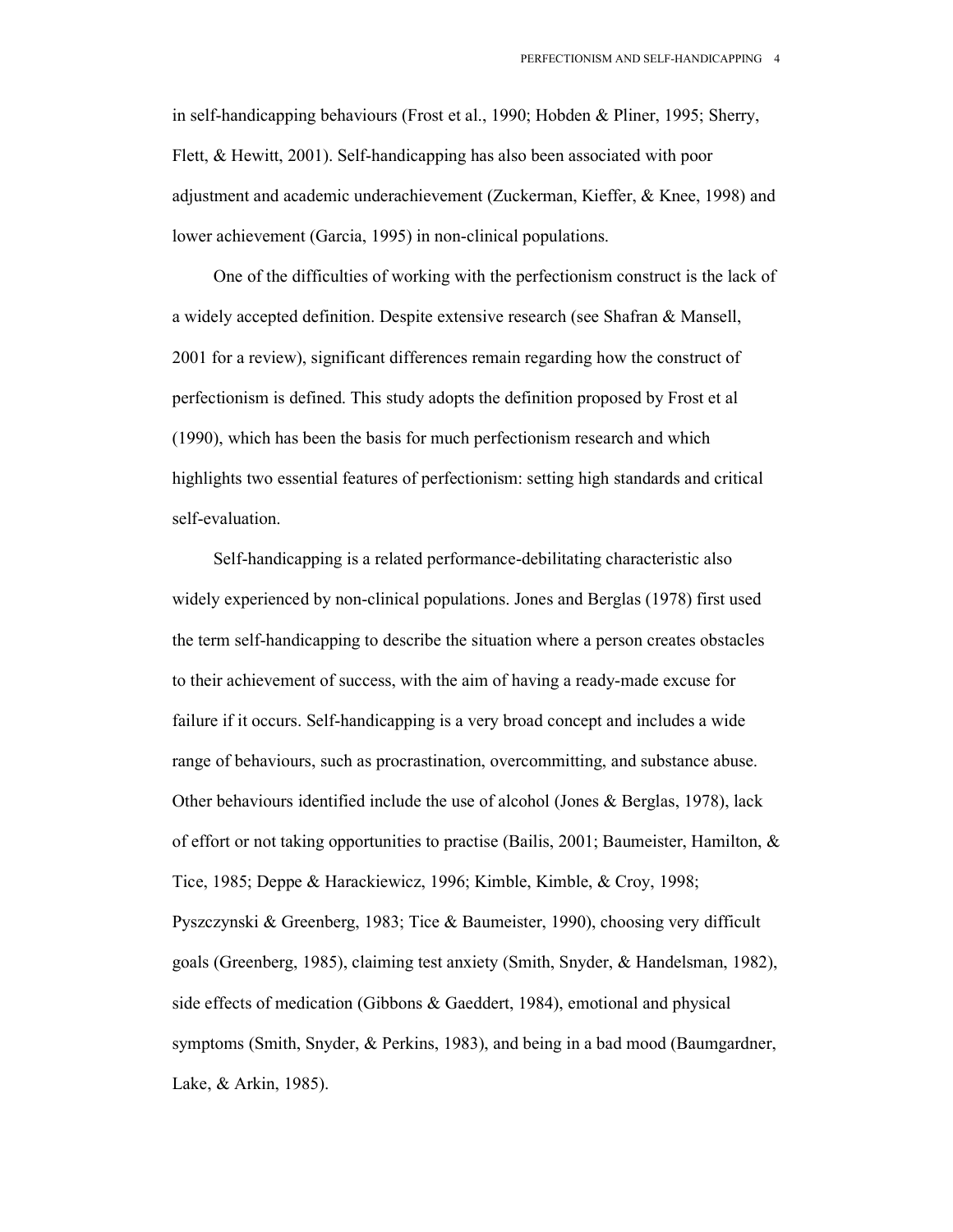in self-handicapping behaviours (Frost et al., 1990; Hobden & Pliner, 1995; Sherry, Flett, & Hewitt, 2001). Self-handicapping has also been associated with poor adjustment and academic underachievement (Zuckerman, Kieffer, & Knee, 1998) and lower achievement (Garcia, 1995) in non-clinical populations.

One of the difficulties of working with the perfectionism construct is the lack of a widely accepted definition. Despite extensive research (see Shafran & Mansell, 2001 for a review), significant differences remain regarding how the construct of perfectionism is defined. This study adopts the definition proposed by Frost et al (1990), which has been the basis for much perfectionism research and which highlights two essential features of perfectionism: setting high standards and critical self-evaluation.

Self-handicapping is a related performance-debilitating characteristic also widely experienced by non-clinical populations. Jones and Berglas (1978) first used the term self-handicapping to describe the situation where a person creates obstacles to their achievement of success, with the aim of having a ready-made excuse for failure if it occurs. Self-handicapping is a very broad concept and includes a wide range of behaviours, such as procrastination, overcommitting, and substance abuse. Other behaviours identified include the use of alcohol (Jones & Berglas, 1978), lack of effort or not taking opportunities to practise (Bailis, 2001; Baumeister, Hamilton, & Tice, 1985; Deppe & Harackiewicz, 1996; Kimble, Kimble, & Croy, 1998; Pyszczynski & Greenberg, 1983; Tice & Baumeister, 1990), choosing very difficult goals (Greenberg, 1985), claiming test anxiety (Smith, Snyder, & Handelsman, 1982), side effects of medication (Gibbons & Gaeddert, 1984), emotional and physical symptoms (Smith, Snyder, & Perkins, 1983), and being in a bad mood (Baumgardner, Lake, & Arkin, 1985).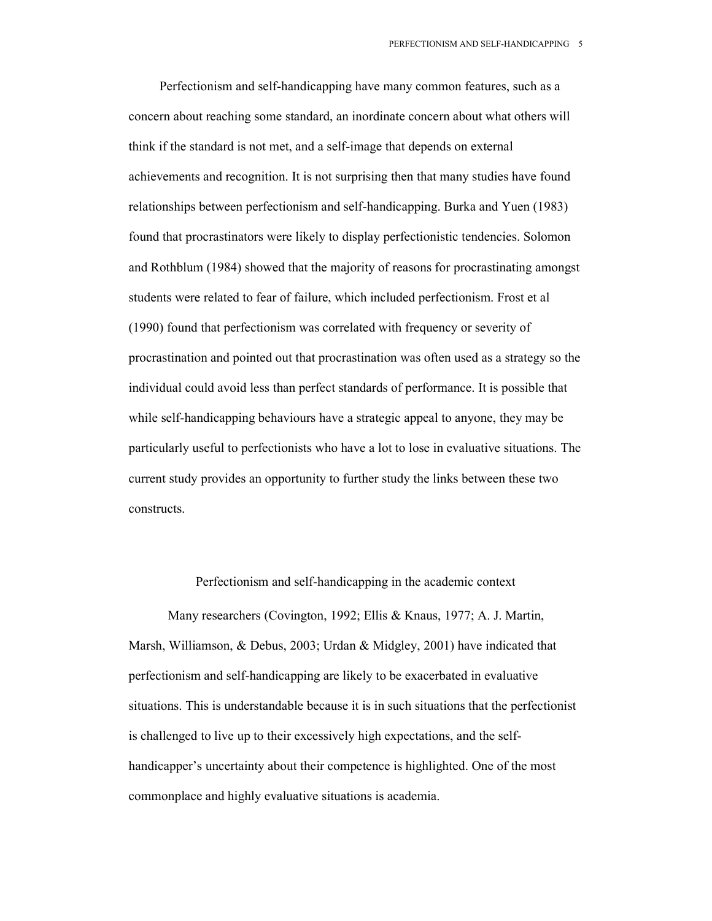Perfectionism and self-handicapping have many common features, such as a concern about reaching some standard, an inordinate concern about what others will think if the standard is not met, and a self-image that depends on external achievements and recognition. It is not surprising then that many studies have found relationships between perfectionism and self-handicapping. Burka and Yuen (1983) found that procrastinators were likely to display perfectionistic tendencies. Solomon and Rothblum (1984) showed that the majority of reasons for procrastinating amongst students were related to fear of failure, which included perfectionism. Frost et al (1990) found that perfectionism was correlated with frequency or severity of procrastination and pointed out that procrastination was often used as a strategy so the individual could avoid less than perfect standards of performance. It is possible that while self-handicapping behaviours have a strategic appeal to anyone, they may be particularly useful to perfectionists who have a lot to lose in evaluative situations. The current study provides an opportunity to further study the links between these two constructs.

## Perfectionism and self-handicapping in the academic context

Many researchers (Covington, 1992; Ellis & Knaus, 1977; A. J. Martin, Marsh, Williamson, & Debus, 2003; Urdan & Midgley, 2001) have indicated that perfectionism and self-handicapping are likely to be exacerbated in evaluative situations. This is understandable because it is in such situations that the perfectionist is challenged to live up to their excessively high expectations, and the self-handicapper's uncertainty about their competence is highlighted. One of the most commonplace and highly evaluative situations is academia.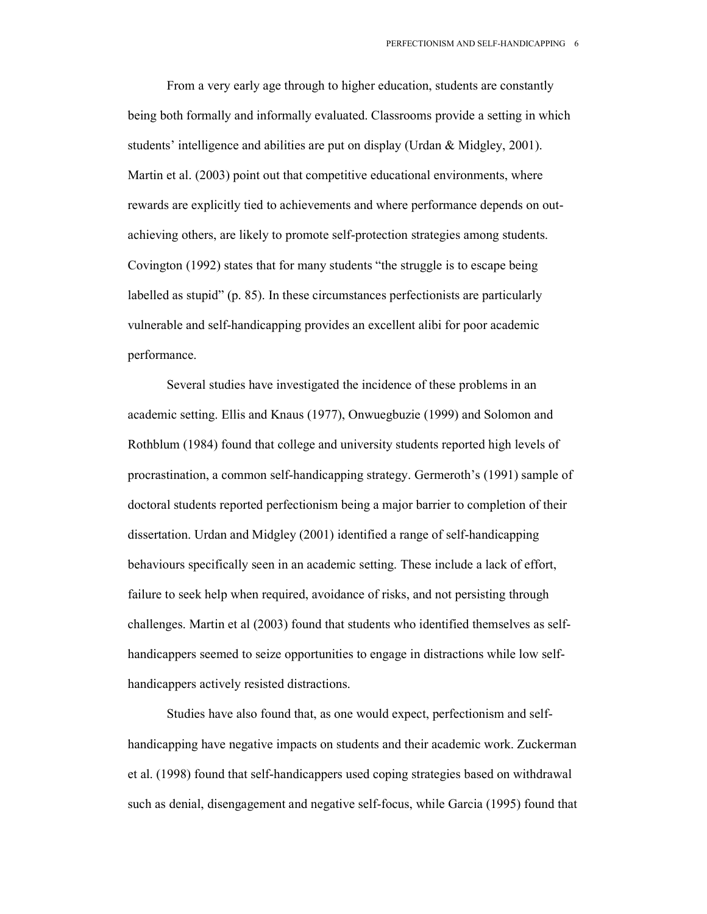From a very early age through to higher education, students are constantly being both formally and informally evaluated. Classrooms provide a setting in which students' intelligence and abilities are put on display (Urdan & Midgley, 2001). Martin et al. (2003) point out that competitive educational environments, where rewards are explicitly tied to achievements and where performance depends on out-achieving others, are likely to promote self-protection strategies among students. Covington (1992) states that for many students "the struggle is to escape being labelled as stupid" (p. 85). In these circumstances perfectionists are particularly vulnerable and self-handicapping provides an excellent alibi for poor academic performance.

Several studies have investigated the incidence of these problems in an academic setting. Ellis and Knaus (1977), Onwuegbuzie (1999) and Solomon and Rothblum (1984) found that college and university students reported high levels of procrastination, a common self-handicapping strategy. Germeroth's (1991) sample of doctoral students reported perfectionism being a major barrier to completion of their dissertation. Urdan and Midgley (2001) identified a range of self-handicapping behaviours specifically seen in an academic setting. These include a lack of effort, failure to seek help when required, avoidance of risks, and not persisting through challenges. Martin et al (2003) found that students who identified themselves as self-handicappers seemed to seize opportunities to engage in distractions while low self-handicappers actively resisted distractions.

Studies have also found that, as one would expect, perfectionism and self-handicapping have negative impacts on students and their academic work. Zuckerman et al. (1998) found that self-handicappers used coping strategies based on withdrawal such as denial, disengagement and negative self-focus, while Garcia (1995) found that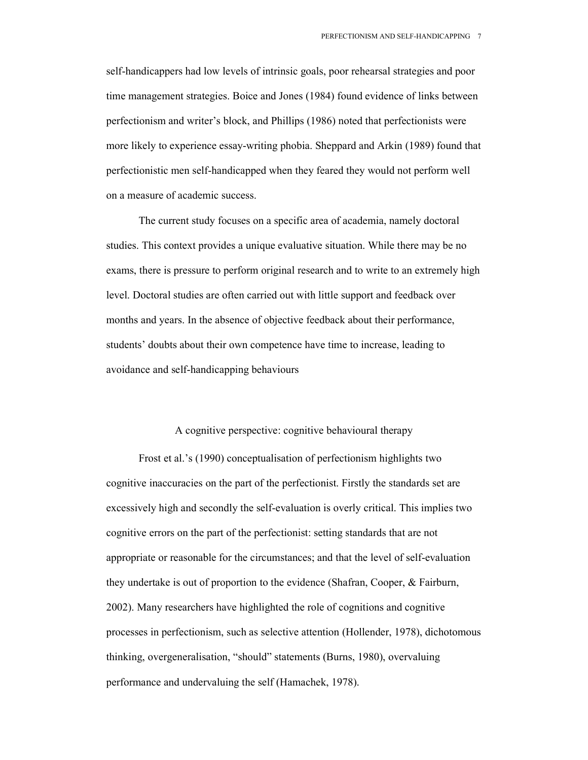self-handicappers had low levels of intrinsic goals, poor rehearsal strategies and poor time management strategies. Boice and Jones (1984) found evidence of links between perfectionism and writer's block, and Phillips (1986) noted that perfectionists were more likely to experience essay-writing phobia. Sheppard and Arkin (1989) found that perfectionistic men self-handicapped when they feared they would not perform well on a measure of academic success.

The current study focuses on a specific area of academia, namely doctoral studies. This context provides a unique evaluative situation. While there may be no exams, there is pressure to perform original research and to write to an extremely high level. Doctoral studies are often carried out with little support and feedback over months and years. In the absence of objective feedback about their performance, students' doubts about their own competence have time to increase, leading to avoidance and self-handicapping behaviours

## A cognitive perspective: cognitive behavioural therapy

Frost et al.'s (1990) conceptualisation of perfectionism highlights two cognitive inaccuracies on the part of the perfectionist. Firstly the standards set are excessively high and secondly the self-evaluation is overly critical. This implies two cognitive errors on the part of the perfectionist: setting standards that are not appropriate or reasonable for the circumstances; and that the level of self-evaluation they undertake is out of proportion to the evidence (Shafran, Cooper, & Fairburn, 2002). Many researchers have highlighted the role of cognitions and cognitive processes in perfectionism, such as selective attention (Hollender, 1978), dichotomous thinking, overgeneralisation, "should" statements (Burns, 1980), overvaluing performance and undervaluing the self (Hamachek, 1978).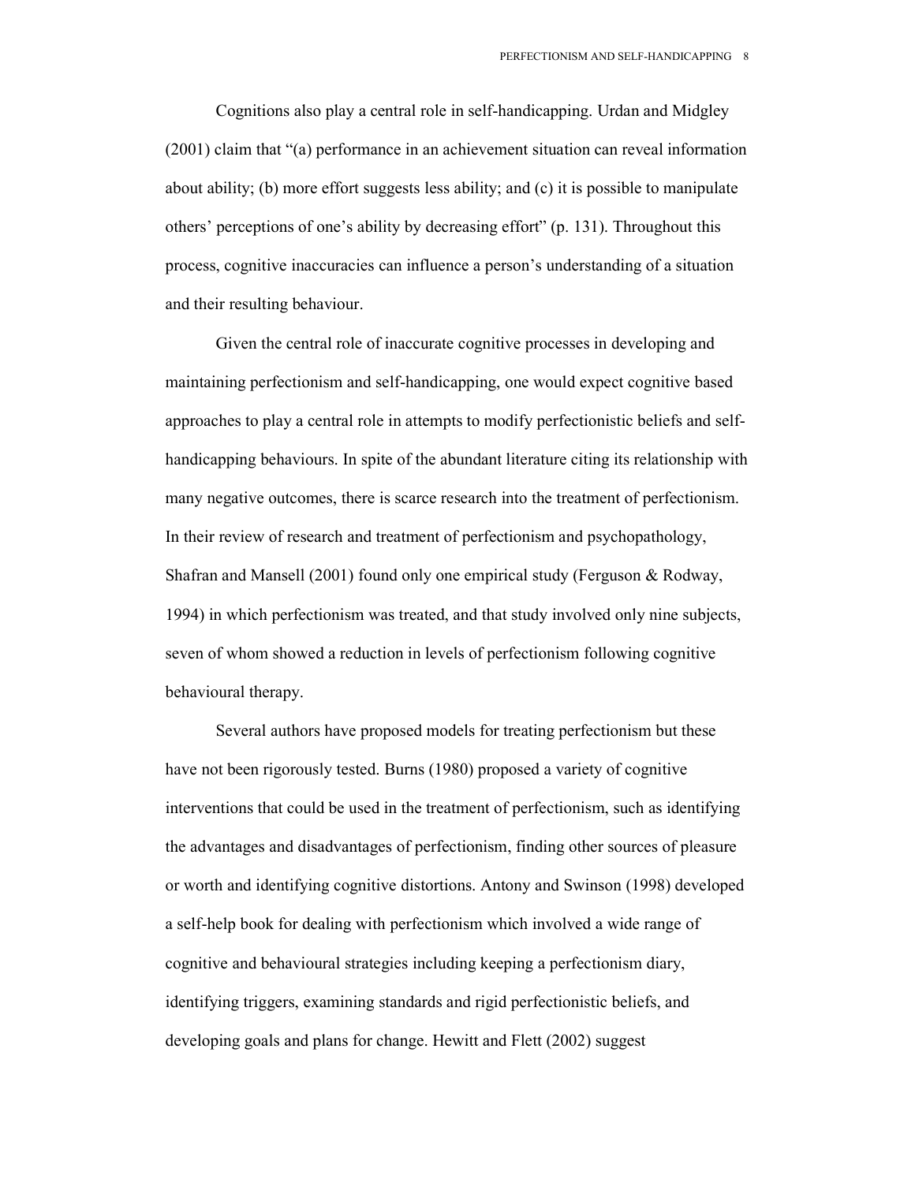Cognitions also play a central role in self-handicapping. Urdan and Midgley (2001) claim that "(a) performance in an achievement situation can reveal information about ability; (b) more effort suggests less ability; and (c) it is possible to manipulate others' perceptions of one's ability by decreasing effort" (p. 131). Throughout this process, cognitive inaccuracies can influence a person's understanding of a situation and their resulting behaviour.

Given the central role of inaccurate cognitive processes in developing and maintaining perfectionism and self-handicapping, one would expect cognitive based approaches to play a central role in attempts to modify perfectionistic beliefs and self-handicapping behaviours. In spite of the abundant literature citing its relationship with many negative outcomes, there is scarce research into the treatment of perfectionism. In their review of research and treatment of perfectionism and psychopathology, Shafran and Mansell (2001) found only one empirical study (Ferguson & Rodway, 1994) in which perfectionism was treated, and that study involved only nine subjects, seven of whom showed a reduction in levels of perfectionism following cognitive behavioural therapy.

Several authors have proposed models for treating perfectionism but these have not been rigorously tested. Burns (1980) proposed a variety of cognitive interventions that could be used in the treatment of perfectionism, such as identifying the advantages and disadvantages of perfectionism, finding other sources of pleasure or worth and identifying cognitive distortions. Antony and Swinson (1998) developed a self-help book for dealing with perfectionism which involved a wide range of cognitive and behavioural strategies including keeping a perfectionism diary, identifying triggers, examining standards and rigid perfectionistic beliefs, and developing goals and plans for change. Hewitt and Flett (2002) suggest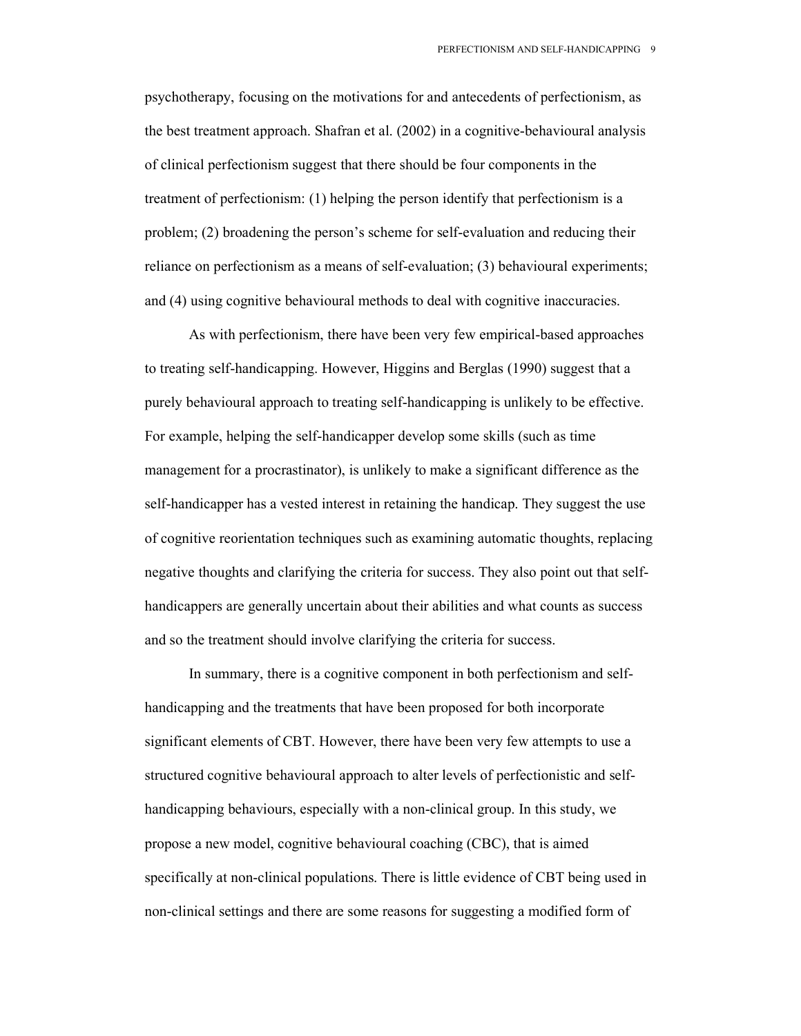psychotherapy, focusing on the motivations for and antecedents of perfectionism, as the best treatment approach. Shafran et al. (2002) in a cognitive-behavioural analysis of clinical perfectionism suggest that there should be four components in the treatment of perfectionism: (1) helping the person identify that perfectionism is a problem; (2) broadening the person's scheme for self-evaluation and reducing their reliance on perfectionism as a means of self-evaluation; (3) behavioural experiments; and (4) using cognitive behavioural methods to deal with cognitive inaccuracies.

As with perfectionism, there have been very few empirical-based approaches to treating self-handicapping. However, Higgins and Berglas (1990) suggest that a purely behavioural approach to treating self-handicapping is unlikely to be effective. For example, helping the self-handicapper develop some skills (such as time management for a procrastinator), is unlikely to make a significant difference as the self-handicapper has a vested interest in retaining the handicap. They suggest the use of cognitive reorientation techniques such as examining automatic thoughts, replacing negative thoughts and clarifying the criteria for success. They also point out that self-handicappers are generally uncertain about their abilities and what counts as success and so the treatment should involve clarifying the criteria for success.

In summary, there is a cognitive component in both perfectionism and self-handicapping and the treatments that have been proposed for both incorporate significant elements of CBT. However, there have been very few attempts to use a structured cognitive behavioural approach to alter levels of perfectionistic and self-handicapping behaviours, especially with a non-clinical group. In this study, we propose a new model, cognitive behavioural coaching (CBC), that is aimed specifically at non-clinical populations. There is little evidence of CBT being used in non-clinical settings and there are some reasons for suggesting a modified form of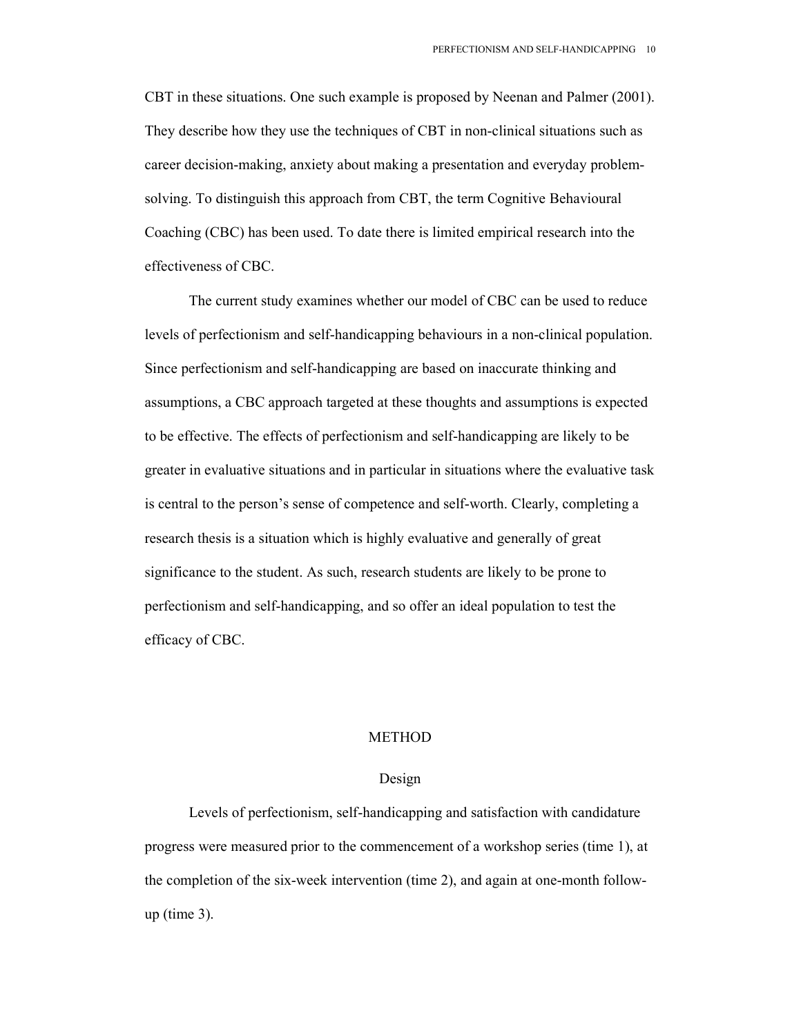CBT in these situations. One such example is proposed by Neenan and Palmer (2001). They describe how they use the techniques of CBT in non-clinical situations such as career decision-making, anxiety about making a presentation and everyday problem-solving. To distinguish this approach from CBT, the term Cognitive Behavioural Coaching (CBC) has been used. To date there is limited empirical research into the effectiveness of CBC.

The current study examines whether our model of CBC can be used to reduce levels of perfectionism and self-handicapping behaviours in a non-clinical population. Since perfectionism and self-handicapping are based on inaccurate thinking and assumptions, a CBC approach targeted at these thoughts and assumptions is expected to be effective. The effects of perfectionism and self-handicapping are likely to be greater in evaluative situations and in particular in situations where the evaluative task is central to the person's sense of competence and self-worth. Clearly, completing a research thesis is a situation which is highly evaluative and generally of great significance to the student. As such, research students are likely to be prone to perfectionism and self-handicapping, and so offer an ideal population to test the efficacy of CBC.

# METHOD

## Design

Levels of perfectionism, self-handicapping and satisfaction with candidature progress were measured prior to the commencement of a workshop series (time 1), at the completion of the six-week intervention (time 2), and again at one-month follow-up (time 3).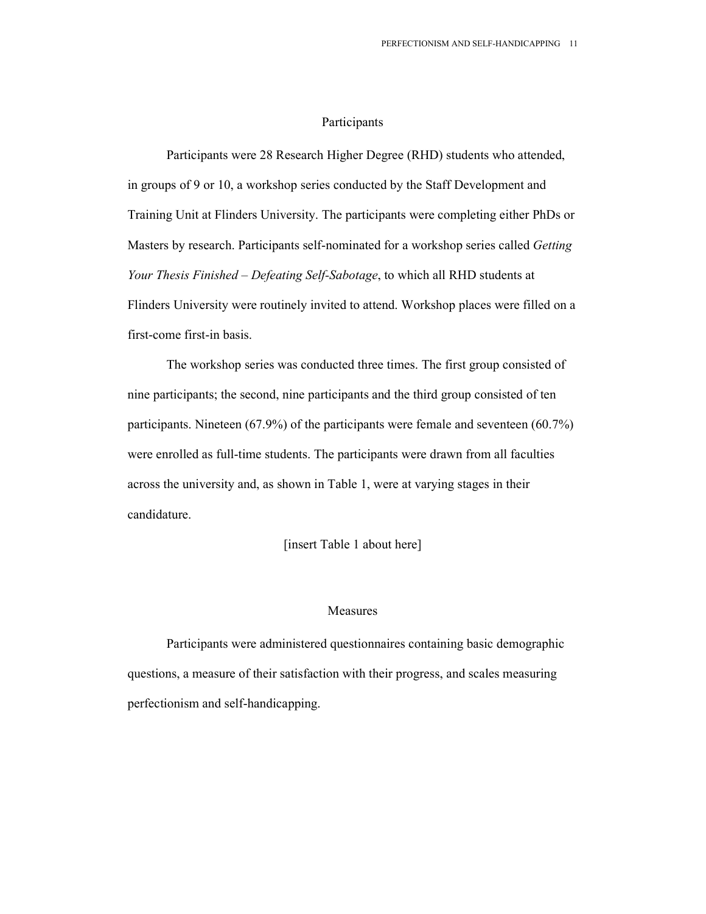## Participants

Participants were 28 Research Higher Degree (RHD) students who attended, in groups of 9 or 10, a workshop series conducted by the Staff Development and Training Unit at Flinders University. The participants were completing either PhDs or Masters by research. Participants self-nominated for a workshop series called *Getting Your Thesis Finished – Defeating Self-Sabotage*, to which all RHD students at Flinders University were routinely invited to attend. Workshop places were filled on a first-come first-in basis.

The workshop series was conducted three times. The first group consisted of nine participants; the second, nine participants and the third group consisted of ten participants. Nineteen (67.9%) of the participants were female and seventeen (60.7%) were enrolled as full-time students. The participants were drawn from all faculties across the university and, as shown in Table 1, were at varying stages in their candidature.

[insert Table 1 about here]

## Measures

Participants were administered questionnaires containing basic demographic questions, a measure of their satisfaction with their progress, and scales measuring perfectionism and self-handicapping.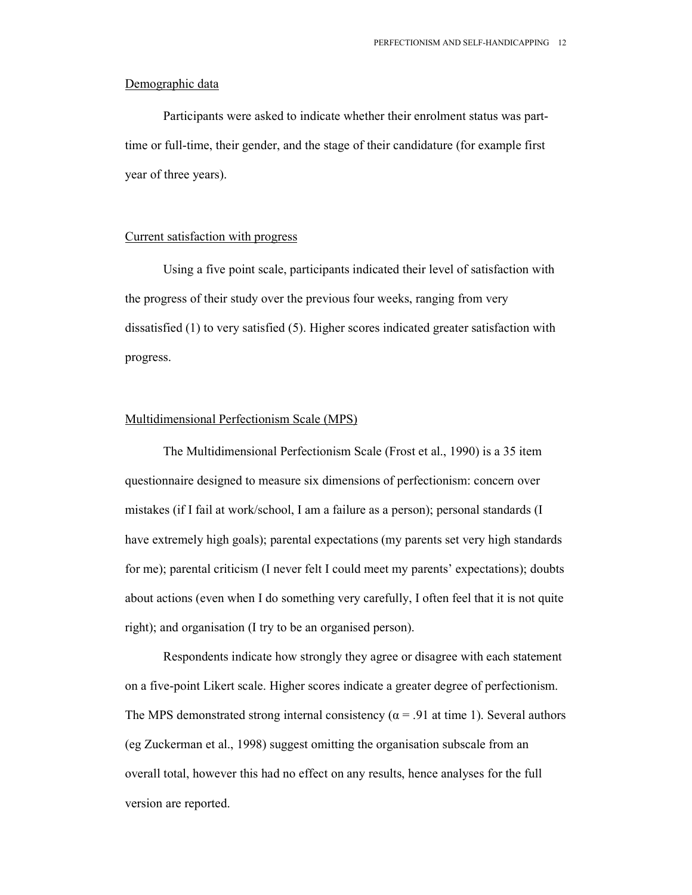Demographic data

Participants were asked to indicate whether their enrolment status was part-time or full-time, their gender, and the stage of their candidature (for example first year of three years).

Current satisfaction with progress

Using a five point scale, participants indicated their level of satisfaction with the progress of their study over the previous four weeks, ranging from very dissatisfied (1) to very satisfied (5). Higher scores indicated greater satisfaction with progress.

Multidimensional Perfectionism Scale (MPS)

The Multidimensional Perfectionism Scale (Frost et al., 1990) is a 35 item questionnaire designed to measure six dimensions of perfectionism: concern over mistakes (if I fail at work/school, I am a failure as a person); personal standards (I have extremely high goals); parental expectations (my parents set very high standards for me); parental criticism (I never felt I could meet my parents' expectations); doubts about actions (even when I do something very carefully, I often feel that it is not quite right); and organisation (I try to be an organised person).

Respondents indicate how strongly they agree or disagree with each statement on a five-point Likert scale. Higher scores indicate a greater degree of perfectionism. The MPS demonstrated strong internal consistency ($\alpha = .91$ at time 1). Several authors (eg Zuckerman et al., 1998) suggest omitting the organisation subscale from an overall total, however this had no effect on any results, hence analyses for the full version are reported.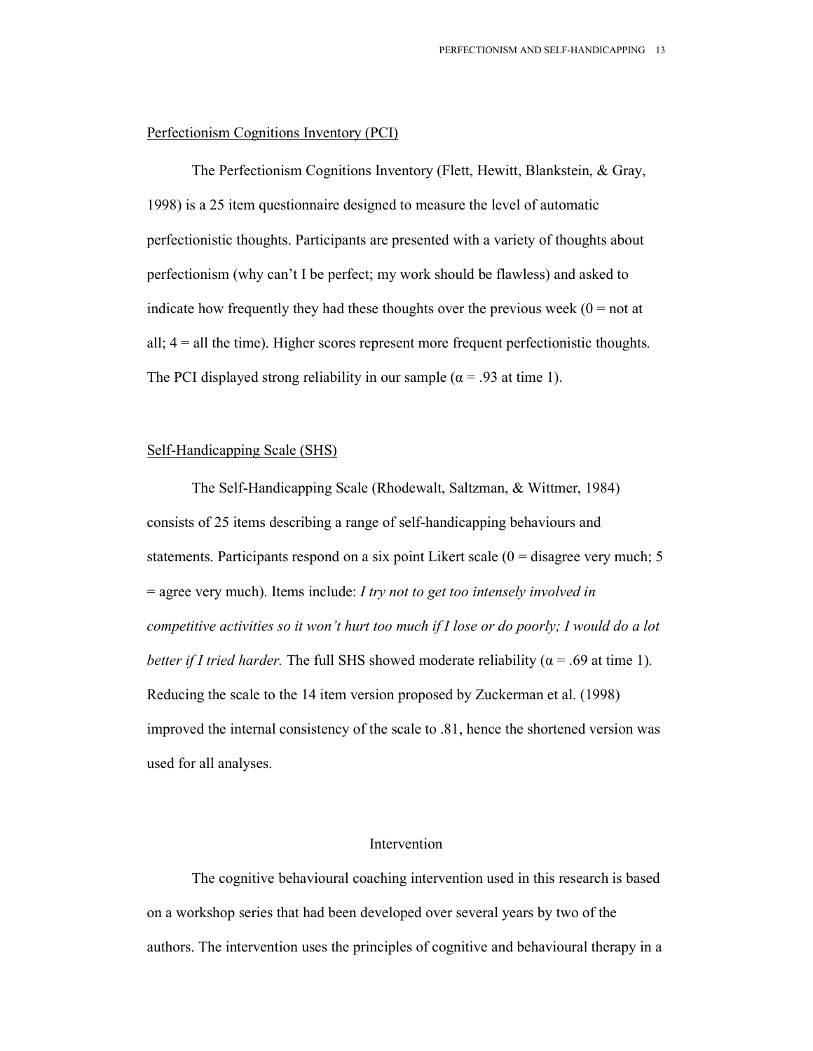Perfectionism Cognitions Inventory (PCI)

The Perfectionism Cognitions Inventory (Flett, Hewitt, Blankstein, & Gray, 1998) is a 25 item questionnaire designed to measure the level of automatic perfectionistic thoughts. Participants are presented with a variety of thoughts about perfectionism (why can't I be perfect; my work should be flawless) and asked to indicate how frequently they had these thoughts over the previous week (0 = not at all; 4 = all the time). Higher scores represent more frequent perfectionistic thoughts. The PCI displayed strong reliability in our sample ($\alpha = .93$ at time 1).

Self-Handicapping Scale (SHS)

The Self-Handicapping Scale (Rhodewalt, Saltzman, & Wittmer, 1984) consists of 25 items describing a range of self-handicapping behaviours and statements. Participants respond on a six point Likert scale (0 = disagree very much; 5 = agree very much). Items include: *I try not to get too intensely involved in competitive activities so it won't hurt too much if I lose or do poorly; I would do a lot better if I tried harder.* The full SHS showed moderate reliability ($\alpha = .69$ at time 1). Reducing the scale to the 14 item version proposed by Zuckerman et al. (1998) improved the internal consistency of the scale to .81, hence the shortened version was used for all analyses.

## Intervention

The cognitive behavioural coaching intervention used in this research is based on a workshop series that had been developed over several years by two of the authors. The intervention uses the principles of cognitive and behavioural therapy in a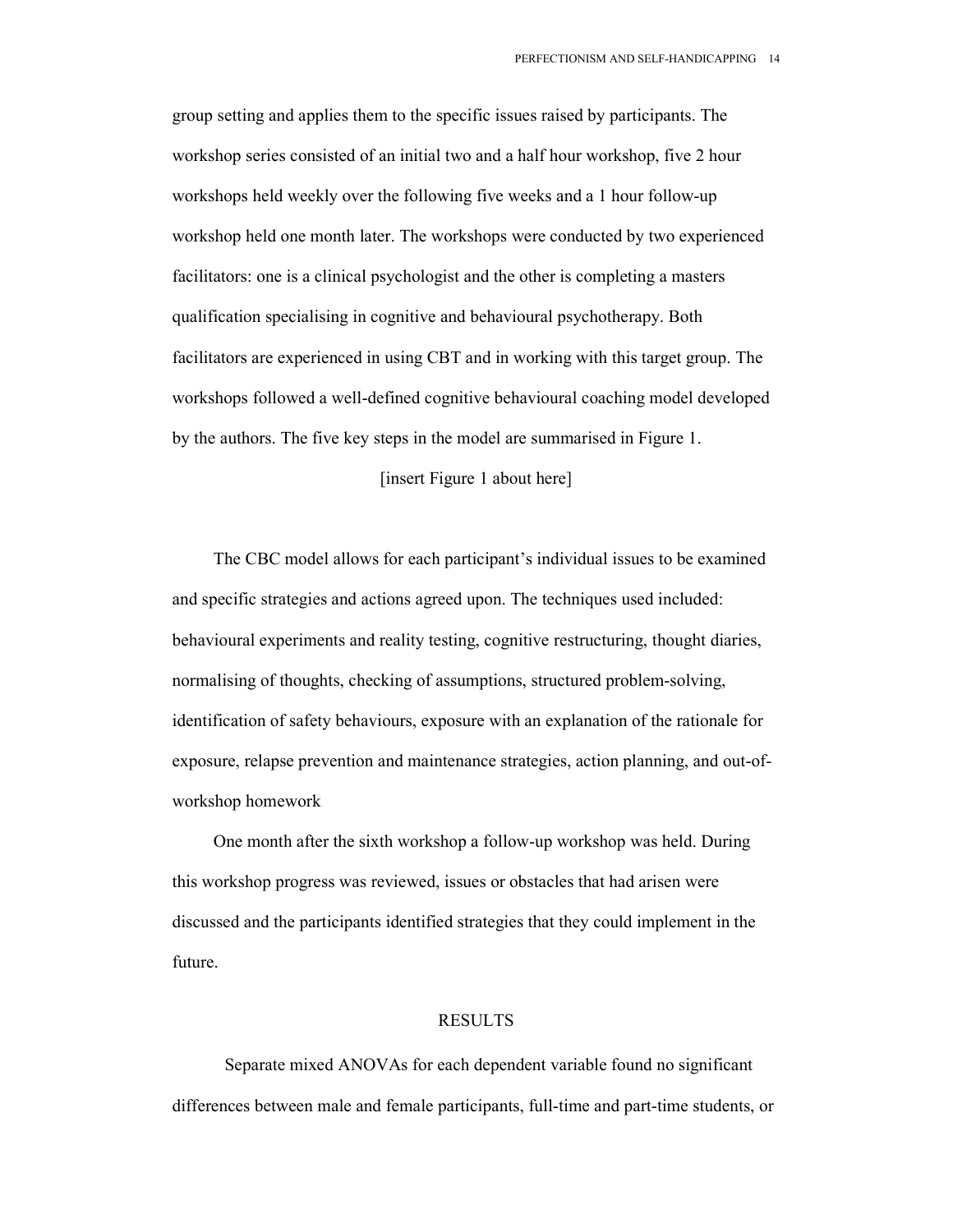group setting and applies them to the specific issues raised by participants. The workshop series consisted of an initial two and a half hour workshop, five 2 hour workshops held weekly over the following five weeks and a 1 hour follow-up workshop held one month later. The workshops were conducted by two experienced facilitators: one is a clinical psychologist and the other is completing a masters qualification specialising in cognitive and behavioural psychotherapy. Both facilitators are experienced in using CBT and in working with this target group. The workshops followed a well-defined cognitive behavioural coaching model developed by the authors. The five key steps in the model are summarised in Figure 1.

[insert Figure 1 about here]

The CBC model allows for each participant's individual issues to be examined and specific strategies and actions agreed upon. The techniques used included: behavioural experiments and reality testing, cognitive restructuring, thought diaries, normalising of thoughts, checking of assumptions, structured problem-solving, identification of safety behaviours, exposure with an explanation of the rationale for exposure, relapse prevention and maintenance strategies, action planning, and out-of-workshop homework

One month after the sixth workshop a follow-up workshop was held. During this workshop progress was reviewed, issues or obstacles that had arisen were discussed and the participants identified strategies that they could implement in the future.

## RESULTS

Separate mixed ANOVAs for each dependent variable found no significant differences between male and female participants, full-time and part-time students, or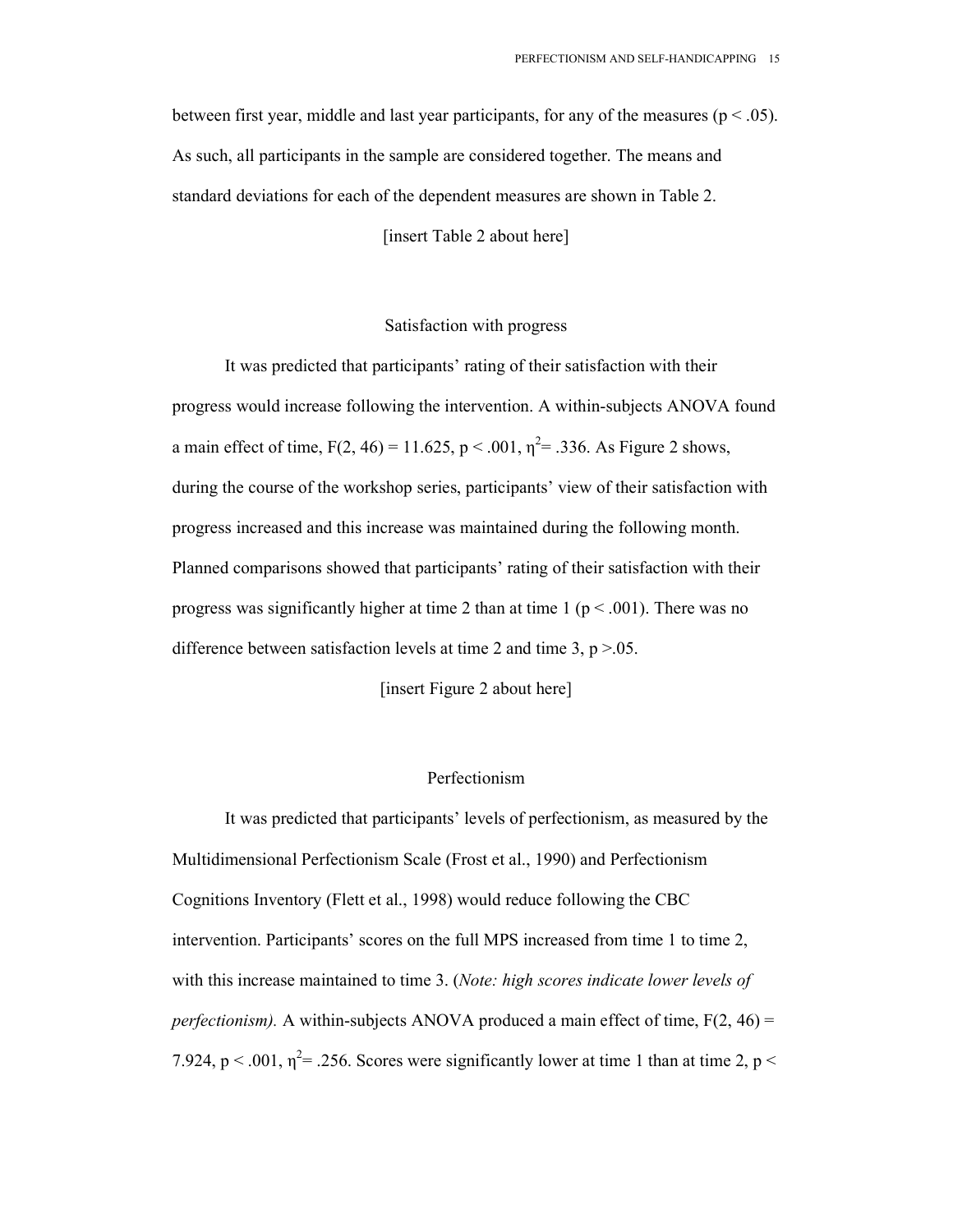between first year, middle and last year participants, for any of the measures ($p < .05$). As such, all participants in the sample are considered together. The means and standard deviations for each of the dependent measures are shown in Table 2.

[insert Table 2 about here]

## Satisfaction with progress

It was predicted that participants' rating of their satisfaction with their progress would increase following the intervention. A within-subjects ANOVA found a main effect of time, $F(2, 46) = 11.625$, $p < .001$, $\eta^2 = .336$. As Figure 2 shows, during the course of the workshop series, participants' view of their satisfaction with progress increased and this increase was maintained during the following month. Planned comparisons showed that participants' rating of their satisfaction with their progress was significantly higher at time 2 than at time 1 ($p < .001$). There was no difference between satisfaction levels at time 2 and time 3, $p > .05$.

[insert Figure 2 about here]

## Perfectionism

It was predicted that participants' levels of perfectionism, as measured by the Multidimensional Perfectionism Scale (Frost et al., 1990) and Perfectionism Cognitions Inventory (Flett et al., 1998) would reduce following the CBC intervention. Participants' scores on the full MPS increased from time 1 to time 2, with this increase maintained to time 3. (*Note: high scores indicate lower levels of perfectionism).* A within-subjects ANOVA produced a main effect of time, $F(2, 46) = 7.924$, $p < .001$, $\eta^2 = .256$. Scores were significantly lower at time 1 than at time 2, $p <$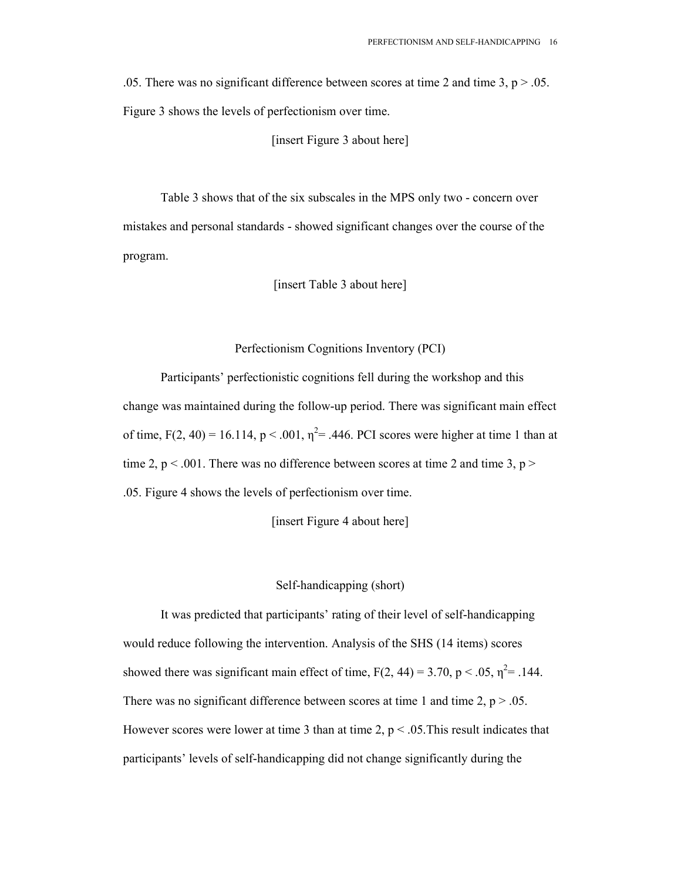.05. There was no significant difference between scores at time 2 and time 3, $p > .05$. Figure 3 shows the levels of perfectionism over time.

[insert Figure 3 about here]

Table 3 shows that of the six subscales in the MPS only two - concern over mistakes and personal standards - showed significant changes over the course of the program.

[insert Table 3 about here]

## Perfectionism Cognitions Inventory (PCI)

Participants' perfectionistic cognitions fell during the workshop and this change was maintained during the follow-up period. There was significant main effect of time, $F(2, 40) = 16.114$, $p < .001$, $\eta^2 = .446$. PCI scores were higher at time 1 than at time 2, $p < .001$. There was no difference between scores at time 2 and time 3, $p > .05$. Figure 4 shows the levels of perfectionism over time.

[insert Figure 4 about here]

## Self-handicapping (short)

It was predicted that participants' rating of their level of self-handicapping would reduce following the intervention. Analysis of the SHS (14 items) scores showed there was significant main effect of time, $F(2, 44) = 3.70$, $p < .05$, $\eta^2 = .144$. There was no significant difference between scores at time 1 and time 2, $p > .05$. However scores were lower at time 3 than at time 2, $p < .05$.This result indicates that participants' levels of self-handicapping did not change significantly during the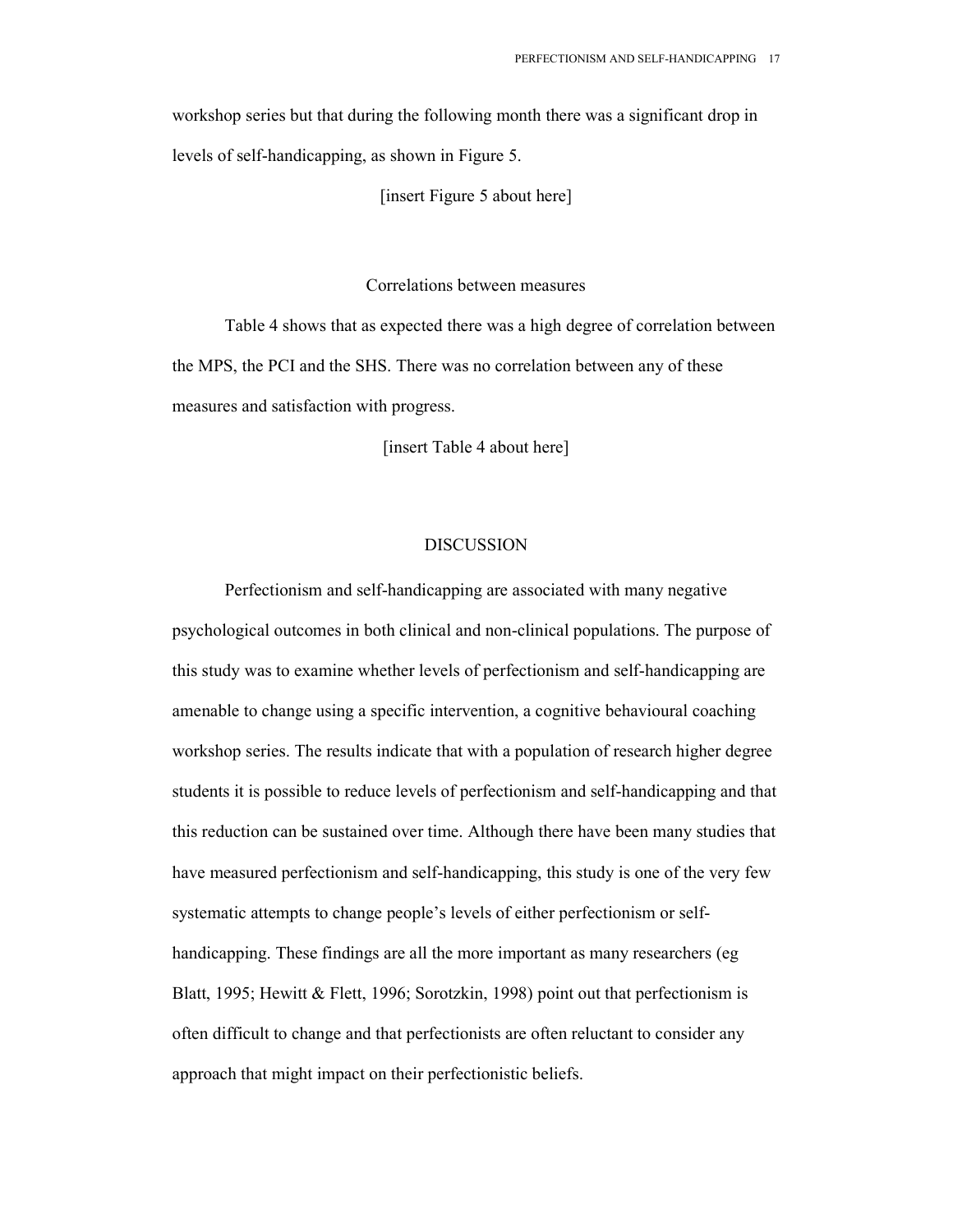workshop series but that during the following month there was a significant drop in levels of self-handicapping, as shown in Figure 5.

[insert Figure 5 about here]

## Correlations between measures

Table 4 shows that as expected there was a high degree of correlation between the MPS, the PCI and the SHS. There was no correlation between any of these measures and satisfaction with progress.

[insert Table 4 about here]

# DISCUSSION

Perfectionism and self-handicapping are associated with many negative psychological outcomes in both clinical and non-clinical populations. The purpose of this study was to examine whether levels of perfectionism and self-handicapping are amenable to change using a specific intervention, a cognitive behavioural coaching workshop series. The results indicate that with a population of research higher degree students it is possible to reduce levels of perfectionism and self-handicapping and that this reduction can be sustained over time. Although there have been many studies that have measured perfectionism and self-handicapping, this study is one of the very few systematic attempts to change people's levels of either perfectionism or self-handicapping. These findings are all the more important as many researchers (eg Blatt, 1995; Hewitt & Flett, 1996; Sorotzkin, 1998) point out that perfectionism is often difficult to change and that perfectionists are often reluctant to consider any approach that might impact on their perfectionistic beliefs.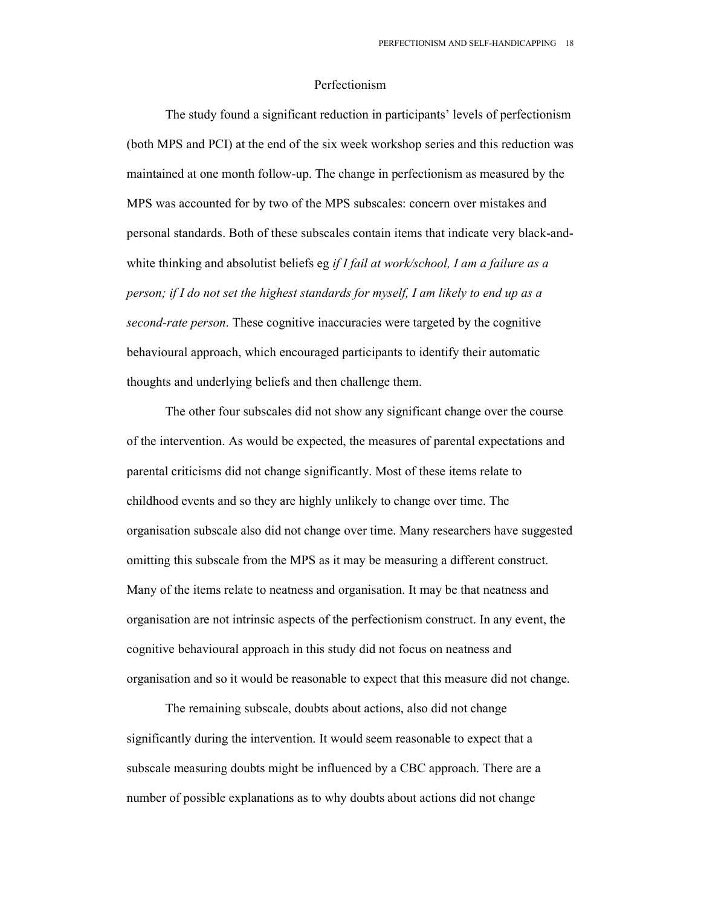## Perfectionism

The study found a significant reduction in participants' levels of perfectionism (both MPS and PCI) at the end of the six week workshop series and this reduction was maintained at one month follow-up. The change in perfectionism as measured by the MPS was accounted for by two of the MPS subscales: concern over mistakes and personal standards. Both of these subscales contain items that indicate very black-and-white thinking and absolutist beliefs eg *if I fail at work/school, I am a failure as a person; if I do not set the highest standards for myself, I am likely to end up as a second-rate person*. These cognitive inaccuracies were targeted by the cognitive behavioural approach, which encouraged participants to identify their automatic thoughts and underlying beliefs and then challenge them.

The other four subscales did not show any significant change over the course of the intervention. As would be expected, the measures of parental expectations and parental criticisms did not change significantly. Most of these items relate to childhood events and so they are highly unlikely to change over time. The organisation subscale also did not change over time. Many researchers have suggested omitting this subscale from the MPS as it may be measuring a different construct. Many of the items relate to neatness and organisation. It may be that neatness and organisation are not intrinsic aspects of the perfectionism construct. In any event, the cognitive behavioural approach in this study did not focus on neatness and organisation and so it would be reasonable to expect that this measure did not change.

The remaining subscale, doubts about actions, also did not change significantly during the intervention. It would seem reasonable to expect that a subscale measuring doubts might be influenced by a CBC approach. There are a number of possible explanations as to why doubts about actions did not change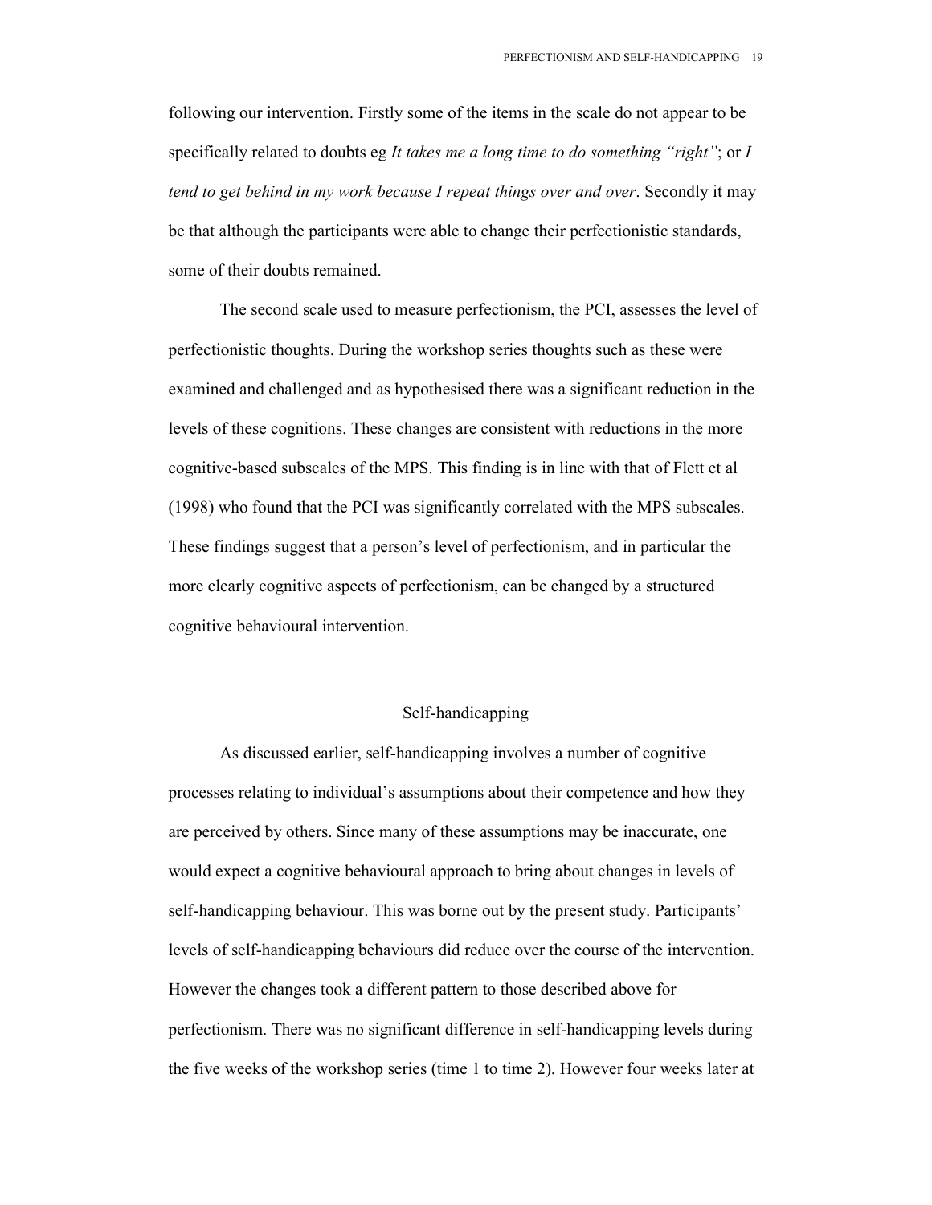following our intervention. Firstly some of the items in the scale do not appear to be specifically related to doubts eg *It takes me a long time to do something "right"*; or *I tend to get behind in my work because I repeat things over and over*. Secondly it may be that although the participants were able to change their perfectionistic standards, some of their doubts remained.

The second scale used to measure perfectionism, the PCI, assesses the level of perfectionistic thoughts. During the workshop series thoughts such as these were examined and challenged and as hypothesised there was a significant reduction in the levels of these cognitions. These changes are consistent with reductions in the more cognitive-based subscales of the MPS. This finding is in line with that of Flett et al (1998) who found that the PCI was significantly correlated with the MPS subscales. These findings suggest that a person's level of perfectionism, and in particular the more clearly cognitive aspects of perfectionism, can be changed by a structured cognitive behavioural intervention.

## Self-handicapping

As discussed earlier, self-handicapping involves a number of cognitive processes relating to individual's assumptions about their competence and how they are perceived by others. Since many of these assumptions may be inaccurate, one would expect a cognitive behavioural approach to bring about changes in levels of self-handicapping behaviour. This was borne out by the present study. Participants' levels of self-handicapping behaviours did reduce over the course of the intervention. However the changes took a different pattern to those described above for perfectionism. There was no significant difference in self-handicapping levels during the five weeks of the workshop series (time 1 to time 2). However four weeks later at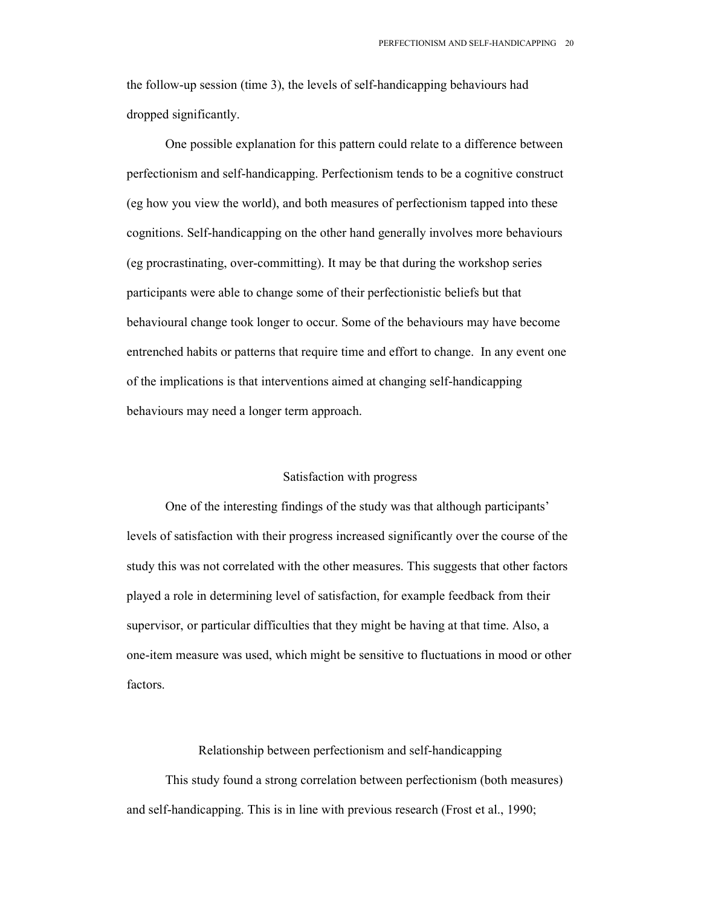the follow-up session (time 3), the levels of self-handicapping behaviours had dropped significantly.

One possible explanation for this pattern could relate to a difference between perfectionism and self-handicapping. Perfectionism tends to be a cognitive construct (eg how you view the world), and both measures of perfectionism tapped into these cognitions. Self-handicapping on the other hand generally involves more behaviours (eg procrastinating, over-committing). It may be that during the workshop series participants were able to change some of their perfectionistic beliefs but that behavioural change took longer to occur. Some of the behaviours may have become entrenched habits or patterns that require time and effort to change. In any event one of the implications is that interventions aimed at changing self-handicapping behaviours may need a longer term approach.

## Satisfaction with progress

One of the interesting findings of the study was that although participants' levels of satisfaction with their progress increased significantly over the course of the study this was not correlated with the other measures. This suggests that other factors played a role in determining level of satisfaction, for example feedback from their supervisor, or particular difficulties that they might be having at that time. Also, a one-item measure was used, which might be sensitive to fluctuations in mood or other factors.

## Relationship between perfectionism and self-handicapping

This study found a strong correlation between perfectionism (both measures) and self-handicapping. This is in line with previous research (Frost et al., 1990;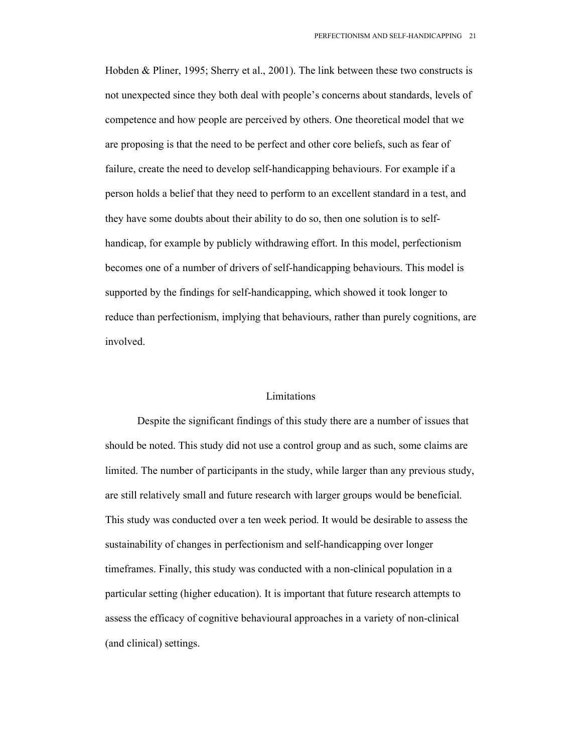Hobden & Pliner, 1995; Sherry et al., 2001). The link between these two constructs is not unexpected since they both deal with people's concerns about standards, levels of competence and how people are perceived by others. One theoretical model that we are proposing is that the need to be perfect and other core beliefs, such as fear of failure, create the need to develop self-handicapping behaviours. For example if a person holds a belief that they need to perform to an excellent standard in a test, and they have some doubts about their ability to do so, then one solution is to self-handicap, for example by publicly withdrawing effort. In this model, perfectionism becomes one of a number of drivers of self-handicapping behaviours. This model is supported by the findings for self-handicapping, which showed it took longer to reduce than perfectionism, implying that behaviours, rather than purely cognitions, are involved.

## Limitations

Despite the significant findings of this study there are a number of issues that should be noted. This study did not use a control group and as such, some claims are limited. The number of participants in the study, while larger than any previous study, are still relatively small and future research with larger groups would be beneficial. This study was conducted over a ten week period. It would be desirable to assess the sustainability of changes in perfectionism and self-handicapping over longer timeframes. Finally, this study was conducted with a non-clinical population in a particular setting (higher education). It is important that future research attempts to assess the efficacy of cognitive behavioural approaches in a variety of non-clinical (and clinical) settings.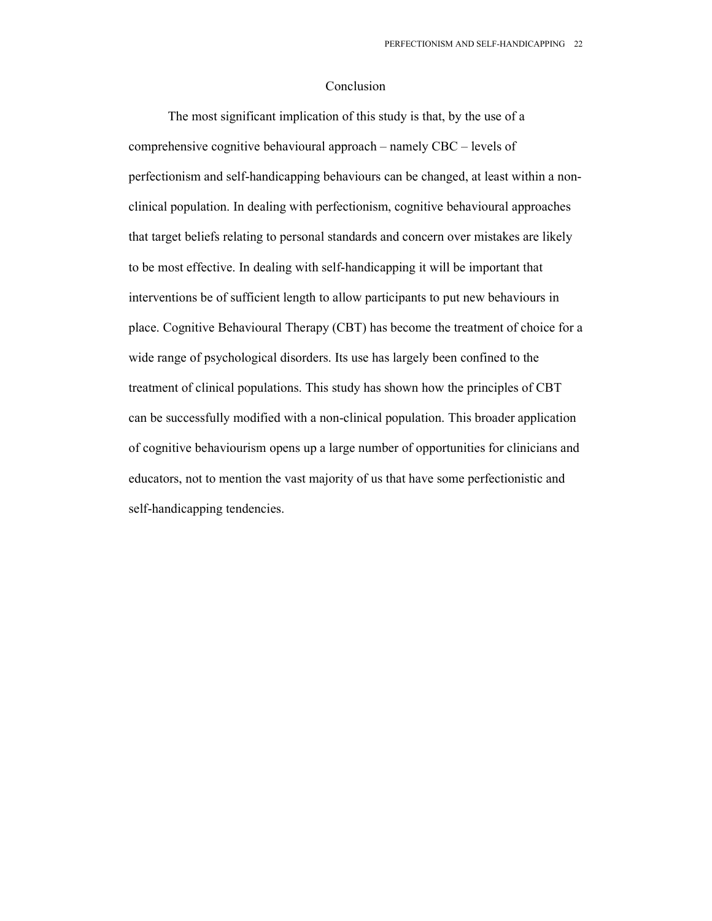# Conclusion

The most significant implication of this study is that, by the use of a comprehensive cognitive behavioural approach – namely CBC – levels of perfectionism and self-handicapping behaviours can be changed, at least within a non-clinical population. In dealing with perfectionism, cognitive behavioural approaches that target beliefs relating to personal standards and concern over mistakes are likely to be most effective. In dealing with self-handicapping it will be important that interventions be of sufficient length to allow participants to put new behaviours in place. Cognitive Behavioural Therapy (CBT) has become the treatment of choice for a wide range of psychological disorders. Its use has largely been confined to the treatment of clinical populations. This study has shown how the principles of CBT can be successfully modified with a non-clinical population. This broader application of cognitive behaviourism opens up a large number of opportunities for clinicians and educators, not to mention the vast majority of us that have some perfectionistic and self-handicapping tendencies.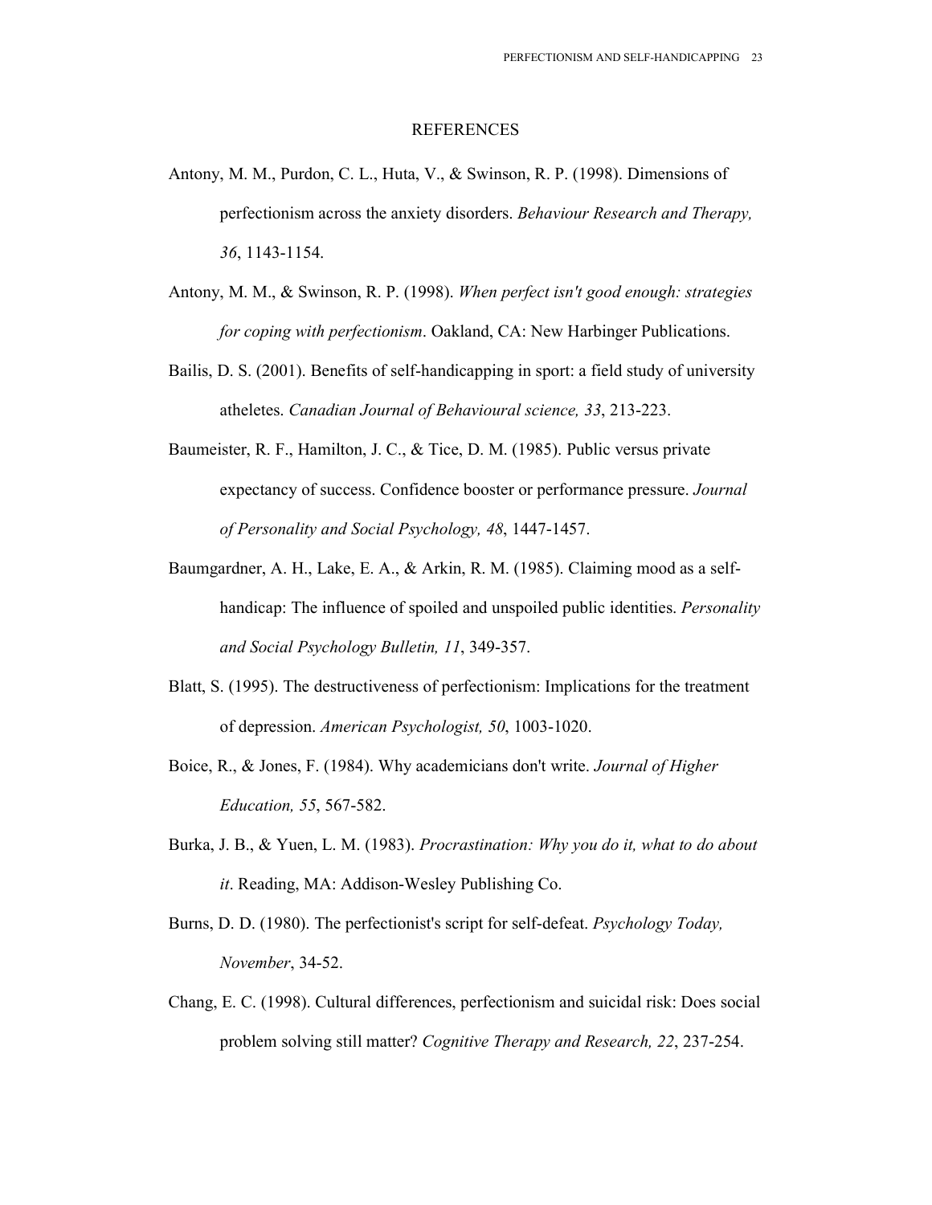# REFERENCES

Antony, M. M., Purdon, C. L., Huta, V., & Swinson, R. P. (1998). Dimensions of perfectionism across the anxiety disorders. *Behaviour Research and Therapy, 36*, 1143-1154.

Antony, M. M., & Swinson, R. P. (1998). *When perfect isn't good enough: strategies for coping with perfectionism*. Oakland, CA: New Harbinger Publications.

Bailis, D. S. (2001). Benefits of self-handicapping in sport: a field study of university atheletes. *Canadian Journal of Behavioural science, 33*, 213-223.

Baumeister, R. F., Hamilton, J. C., & Tice, D. M. (1985). Public versus private expectancy of success. Confidence booster or performance pressure. *Journal of Personality and Social Psychology, 48*, 1447-1457.

Baumgardner, A. H., Lake, E. A., & Arkin, R. M. (1985). Claiming mood as a self-handicap: The influence of spoiled and unspoiled public identities. *Personality and Social Psychology Bulletin, 11*, 349-357.

Blatt, S. (1995). The destructiveness of perfectionism: Implications for the treatment of depression. *American Psychologist, 50*, 1003-1020.

Boice, R., & Jones, F. (1984). Why academicians don't write. *Journal of Higher Education, 55*, 567-582.

Burka, J. B., & Yuen, L. M. (1983). *Procrastination: Why you do it, what to do about it*. Reading, MA: Addison-Wesley Publishing Co.

Burns, D. D. (1980). The perfectionist's script for self-defeat. *Psychology Today, November*, 34-52.

Chang, E. C. (1998). Cultural differences, perfectionism and suicidal risk: Does social problem solving still matter? *Cognitive Therapy and Research, 22*, 237-254.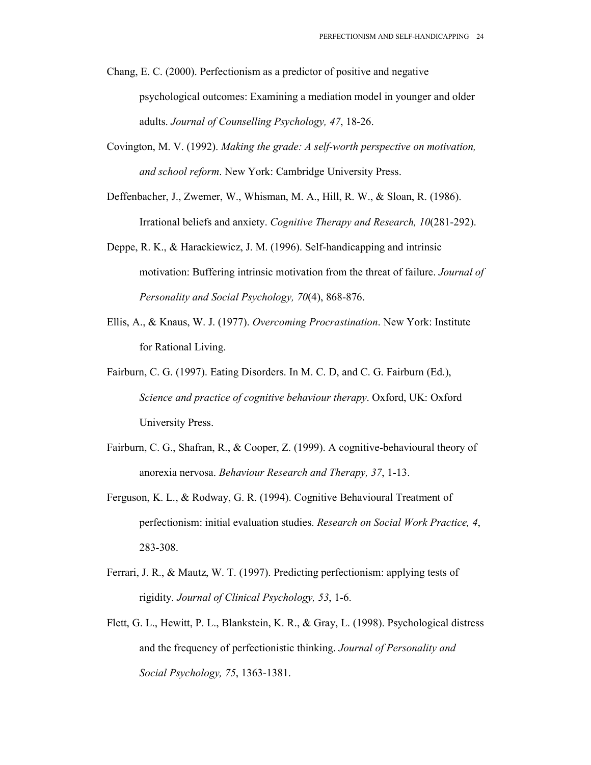Chang, E. C. (2000). Perfectionism as a predictor of positive and negative psychological outcomes: Examining a mediation model in younger and older adults. *Journal of Counselling Psychology, 47*, 18-26.

Covington, M. V. (1992). *Making the grade: A self-worth perspective on motivation, and school reform*. New York: Cambridge University Press.

Deffenbacher, J., Zwemer, W., Whisman, M. A., Hill, R. W., & Sloan, R. (1986). Irrational beliefs and anxiety. *Cognitive Therapy and Research, 10*(281-292).

Deppe, R. K., & Harackiewicz, J. M. (1996). Self-handicapping and intrinsic motivation: Buffering intrinsic motivation from the threat of failure. *Journal of Personality and Social Psychology, 70*(4), 868-876.

Ellis, A., & Knaus, W. J. (1977). *Overcoming Procrastination*. New York: Institute for Rational Living.

Fairburn, C. G. (1997). Eating Disorders. In M. C. D, and C. G. Fairburn (Ed.), *Science and practice of cognitive behaviour therapy*. Oxford, UK: Oxford University Press.

Fairburn, C. G., Shafran, R., & Cooper, Z. (1999). A cognitive-behavioural theory of anorexia nervosa. *Behaviour Research and Therapy, 37*, 1-13.

Ferguson, K. L., & Rodway, G. R. (1994). Cognitive Behavioural Treatment of perfectionism: initial evaluation studies. *Research on Social Work Practice, 4*, 283-308.

Ferrari, J. R., & Mautz, W. T. (1997). Predicting perfectionism: applying tests of rigidity. *Journal of Clinical Psychology, 53*, 1-6.

Flett, G. L., Hewitt, P. L., Blankstein, K. R., & Gray, L. (1998). Psychological distress and the frequency of perfectionistic thinking. *Journal of Personality and Social Psychology, 75*, 1363-1381.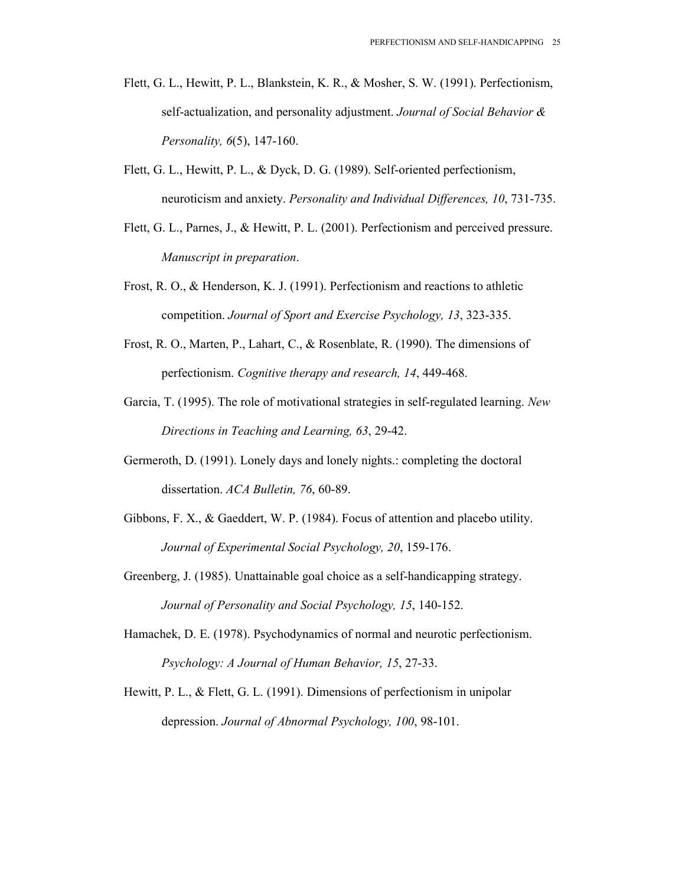Flett, G. L., Hewitt, P. L., Blankstein, K. R., & Mosher, S. W. (1991). Perfectionism, self-actualization, and personality adjustment. *Journal of Social Behavior & Personality, 6*(5), 147-160.

Flett, G. L., Hewitt, P. L., & Dyck, D. G. (1989). Self-oriented perfectionism, neuroticism and anxiety. *Personality and Individual Differences, 10*, 731-735.

Flett, G. L., Parnes, J., & Hewitt, P. L. (2001). Perfectionism and perceived pressure. *Manuscript in preparation*.

Frost, R. O., & Henderson, K. J. (1991). Perfectionism and reactions to athletic competition. *Journal of Sport and Exercise Psychology, 13*, 323-335.

Frost, R. O., Marten, P., Lahart, C., & Rosenblate, R. (1990). The dimensions of perfectionism. *Cognitive therapy and research, 14*, 449-468.

Garcia, T. (1995). The role of motivational strategies in self-regulated learning. *New Directions in Teaching and Learning, 63*, 29-42.

Germeroth, D. (1991). Lonely days and lonely nights.: completing the doctoral dissertation. *ACA Bulletin, 76*, 60-89.

Gibbons, F. X., & Gaeddert, W. P. (1984). Focus of attention and placebo utility. *Journal of Experimental Social Psychology, 20*, 159-176.

Greenberg, J. (1985). Unattainable goal choice as a self-handicapping strategy. *Journal of Personality and Social Psychology, 15*, 140-152.

Hamachek, D. E. (1978). Psychodynamics of normal and neurotic perfectionism. *Psychology: A Journal of Human Behavior, 15*, 27-33.

Hewitt, P. L., & Flett, G. L. (1991). Dimensions of perfectionism in unipolar depression. *Journal of Abnormal Psychology, 100*, 98-101.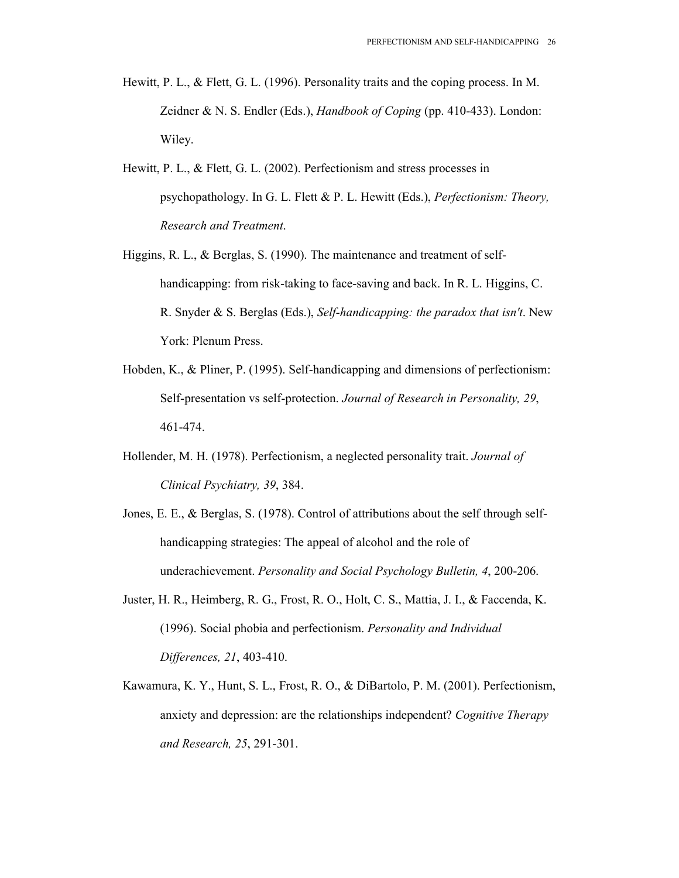Hewitt, P. L., & Flett, G. L. (1996). Personality traits and the coping process. In M. Zeidner & N. S. Endler (Eds.), *Handbook of Coping* (pp. 410-433). London: Wiley.

Hewitt, P. L., & Flett, G. L. (2002). Perfectionism and stress processes in psychopathology. In G. L. Flett & P. L. Hewitt (Eds.), *Perfectionism: Theory, Research and Treatment*.

Higgins, R. L., & Berglas, S. (1990). The maintenance and treatment of self-handicapping: from risk-taking to face-saving and back. In R. L. Higgins, C. R. Snyder & S. Berglas (Eds.), *Self-handicapping: the paradox that isn't*. New York: Plenum Press.

Hobden, K., & Pliner, P. (1995). Self-handicapping and dimensions of perfectionism: Self-presentation vs self-protection. *Journal of Research in Personality, 29*, 461-474.

Hollender, M. H. (1978). Perfectionism, a neglected personality trait. *Journal of Clinical Psychiatry, 39*, 384.

Jones, E. E., & Berglas, S. (1978). Control of attributions about the self through self-handicapping strategies: The appeal of alcohol and the role of underachievement. *Personality and Social Psychology Bulletin, 4*, 200-206.

Juster, H. R., Heimberg, R. G., Frost, R. O., Holt, C. S., Mattia, J. I., & Faccenda, K. (1996). Social phobia and perfectionism. *Personality and Individual Differences, 21*, 403-410.

Kawamura, K. Y., Hunt, S. L., Frost, R. O., & DiBartolo, P. M. (2001). Perfectionism, anxiety and depression: are the relationships independent? *Cognitive Therapy and Research, 25*, 291-301.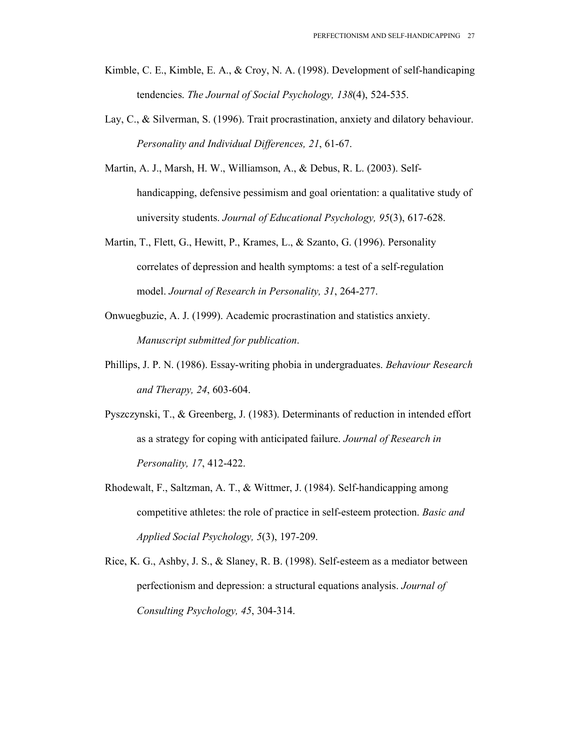Kimble, C. E., Kimble, E. A., & Croy, N. A. (1998). Development of self-handicaping tendencies. *The Journal of Social Psychology, 138*(4), 524-535.

Lay, C., & Silverman, S. (1996). Trait procrastination, anxiety and dilatory behaviour. *Personality and Individual Differences, 21*, 61-67.

Martin, A. J., Marsh, H. W., Williamson, A., & Debus, R. L. (2003). Self-handicapping, defensive pessimism and goal orientation: a qualitative study of university students. *Journal of Educational Psychology, 95*(3), 617-628.

Martin, T., Flett, G., Hewitt, P., Krames, L., & Szanto, G. (1996). Personality correlates of depression and health symptoms: a test of a self-regulation model. *Journal of Research in Personality, 31*, 264-277.

Onwuegbuzie, A. J. (1999). Academic procrastination and statistics anxiety. *Manuscript submitted for publication*.

Phillips, J. P. N. (1986). Essay-writing phobia in undergraduates. *Behaviour Research and Therapy, 24*, 603-604.

Pyszczynski, T., & Greenberg, J. (1983). Determinants of reduction in intended effort as a strategy for coping with anticipated failure. *Journal of Research in Personality, 17*, 412-422.

Rhodewalt, F., Saltzman, A. T., & Wittmer, J. (1984). Self-handicapping among competitive athletes: the role of practice in self-esteem protection. *Basic and Applied Social Psychology, 5*(3), 197-209.

Rice, K. G., Ashby, J. S., & Slaney, R. B. (1998). Self-esteem as a mediator between perfectionism and depression: a structural equations analysis. *Journal of Consulting Psychology, 45*, 304-314.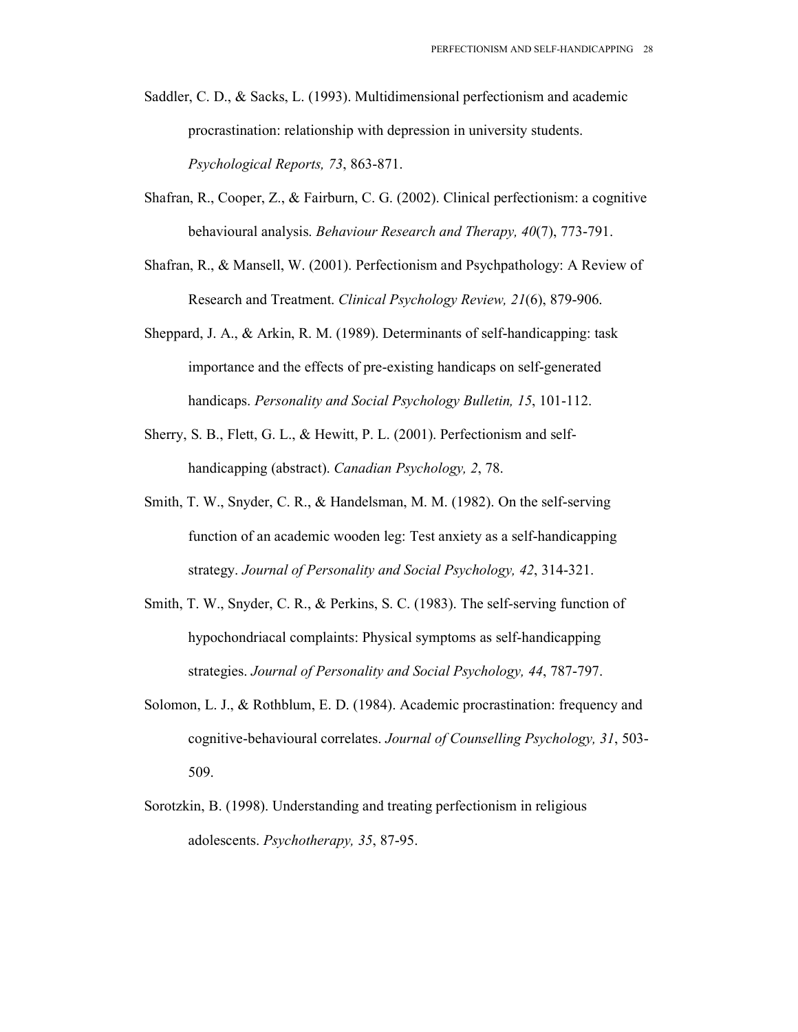Saddler, C. D., & Sacks, L. (1993). Multidimensional perfectionism and academic procrastination: relationship with depression in university students. *Psychological Reports, 73*, 863-871.

Shafran, R., Cooper, Z., & Fairburn, C. G. (2002). Clinical perfectionism: a cognitive behavioural analysis. *Behaviour Research and Therapy, 40*(7), 773-791.

Shafran, R., & Mansell, W. (2001). Perfectionism and Psychpathology: A Review of Research and Treatment. *Clinical Psychology Review, 21*(6), 879-906.

Sheppard, J. A., & Arkin, R. M. (1989). Determinants of self-handicapping: task importance and the effects of pre-existing handicaps on self-generated handicaps. *Personality and Social Psychology Bulletin, 15*, 101-112.

Sherry, S. B., Flett, G. L., & Hewitt, P. L. (2001). Perfectionism and self-handicapping (abstract). *Canadian Psychology, 2*, 78.

Smith, T. W., Snyder, C. R., & Handelsman, M. M. (1982). On the self-serving function of an academic wooden leg: Test anxiety as a self-handicapping strategy. *Journal of Personality and Social Psychology, 42*, 314-321.

Smith, T. W., Snyder, C. R., & Perkins, S. C. (1983). The self-serving function of hypochondriacal complaints: Physical symptoms as self-handicapping strategies. *Journal of Personality and Social Psychology, 44*, 787-797.

Solomon, L. J., & Rothblum, E. D. (1984). Academic procrastination: frequency and cognitive-behavioural correlates. *Journal of Counselling Psychology, 31*, 503-509.

Sorotzkin, B. (1998). Understanding and treating perfectionism in religious adolescents. *Psychotherapy, 35*, 87-95.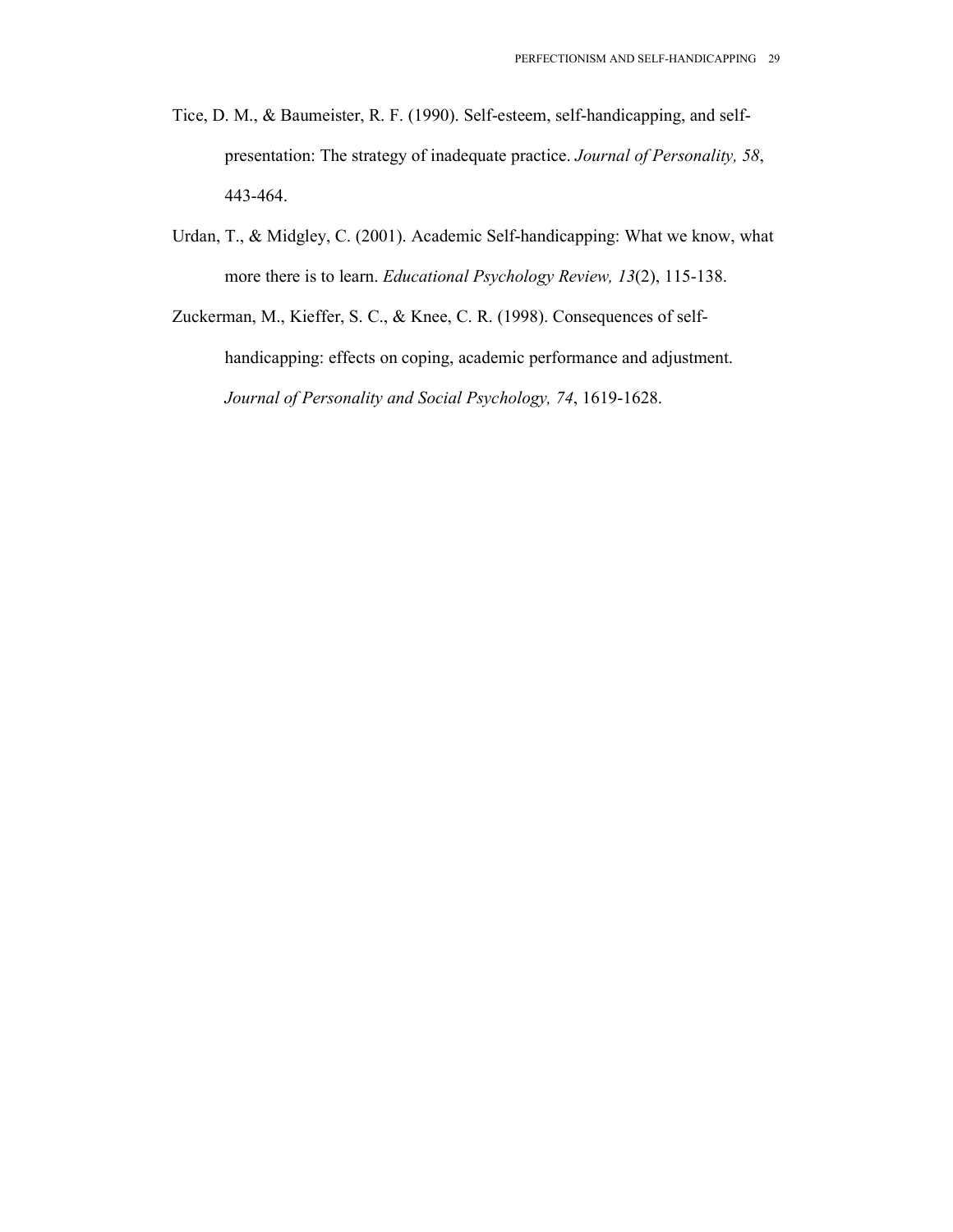Tice, D. M., & Baumeister, R. F. (1990). Self-esteem, self-handicapping, and self-presentation: The strategy of inadequate practice. *Journal of Personality, 58*, 443-464.

Urdan, T., & Midgley, C. (2001). Academic Self-handicapping: What we know, what more there is to learn. *Educational Psychology Review, 13*(2), 115-138.

Zuckerman, M., Kieffer, S. C., & Knee, C. R. (1998). Consequences of self-handicapping: effects on coping, academic performance and adjustment. *Journal of Personality and Social Psychology, 74*, 1619-1628.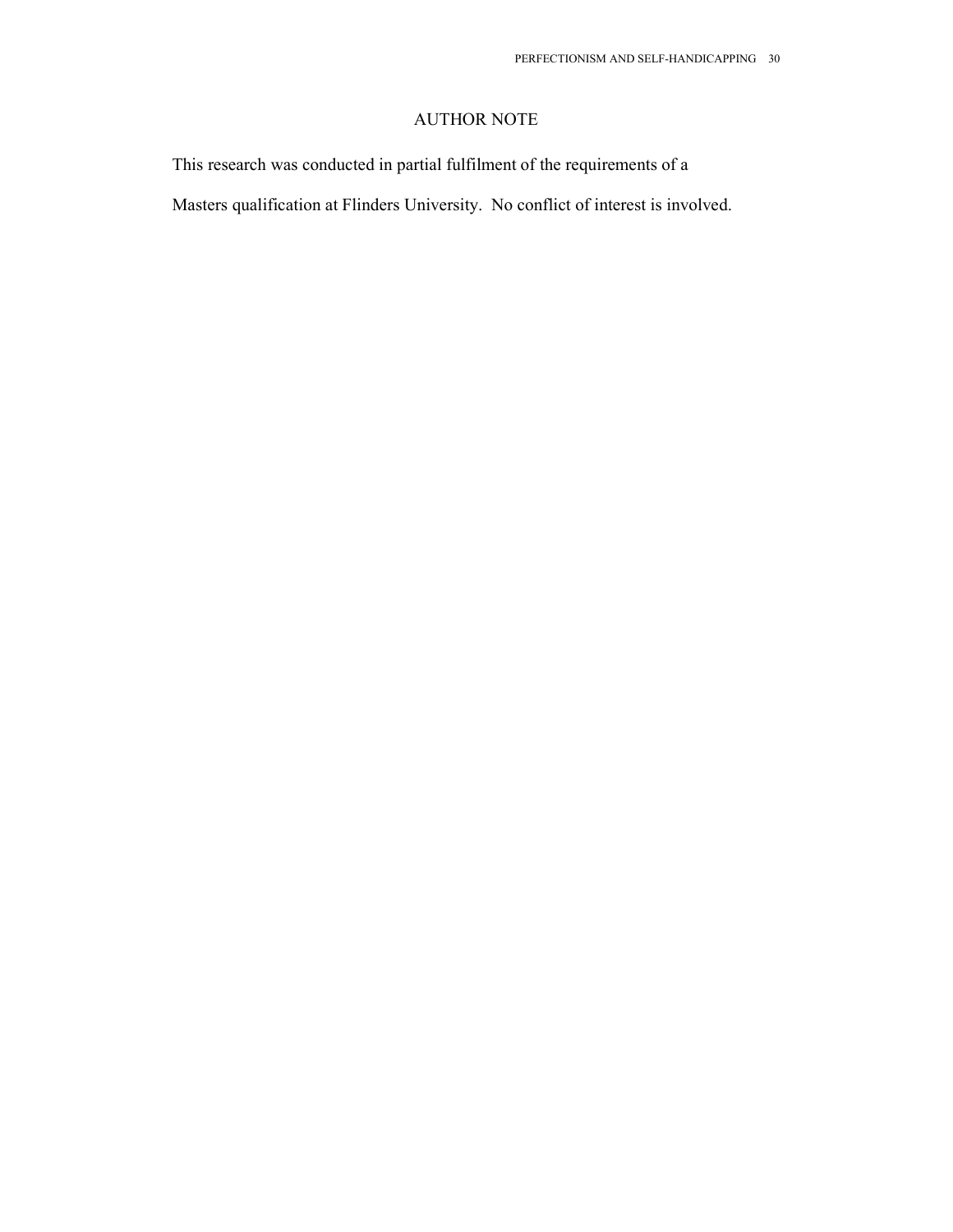# AUTHOR NOTE

This research was conducted in partial fulfilment of the requirements of a Masters qualification at Flinders University. No conflict of interest is involved.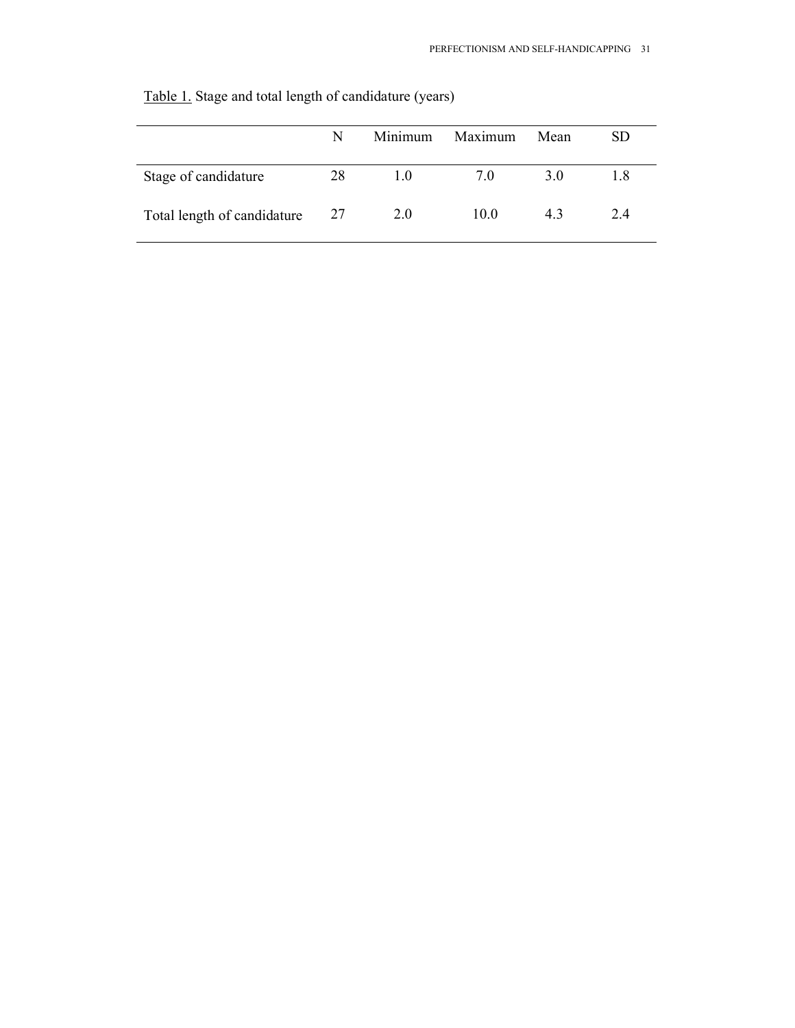Table 1. Stage and total length of candidature (years)

| | N | Minimum | Maximum | Mean | SD |
|---|---|---|---|---|---|
| Stage of candidature | 28 | 1.0 | 7.0 | 3.0 | 1.8 |
| Total length of candidature | 27 | 2.0 | 10.0 | 4.3 | 2.4 |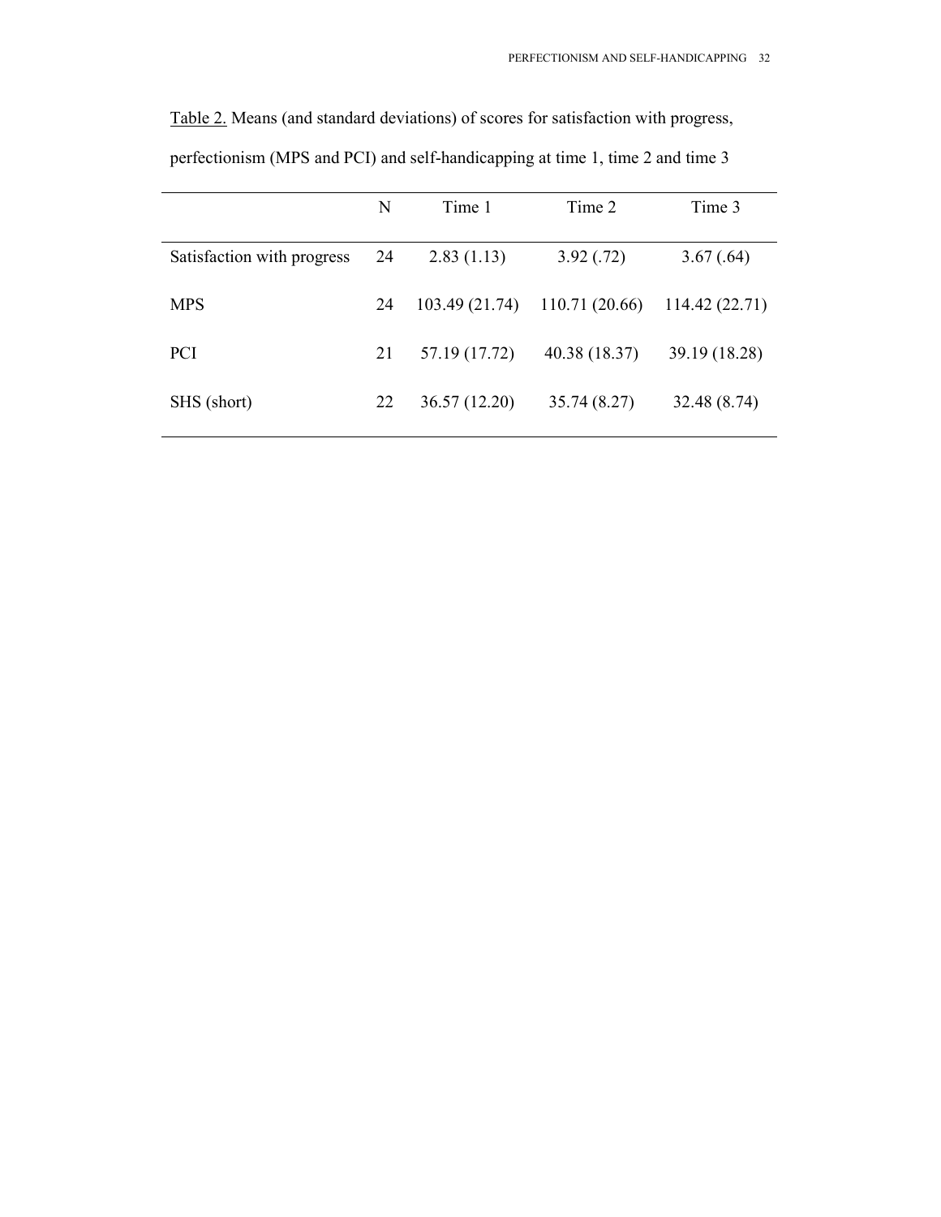Table 2. Means (and standard deviations) of scores for satisfaction with progress, perfectionism (MPS and PCI) and self-handicapping at time 1, time 2 and time 3

| | N | Time 1 | Time 2 | Time 3 |
|---|---|---|---|---|
| Satisfaction with progress | 24 | 2.83 (1.13) | 3.92 (.72) | 3.67 (.64) |
| MPS | 24 | 103.49 (21.74) | 110.71 (20.66) | 114.42 (22.71) |
| PCI | 21 | 57.19 (17.72) | 40.38 (18.37) | 39.19 (18.28) |
| SHS (short) | 22 | 36.57 (12.20) | 35.74 (8.27) | 32.48 (8.74) |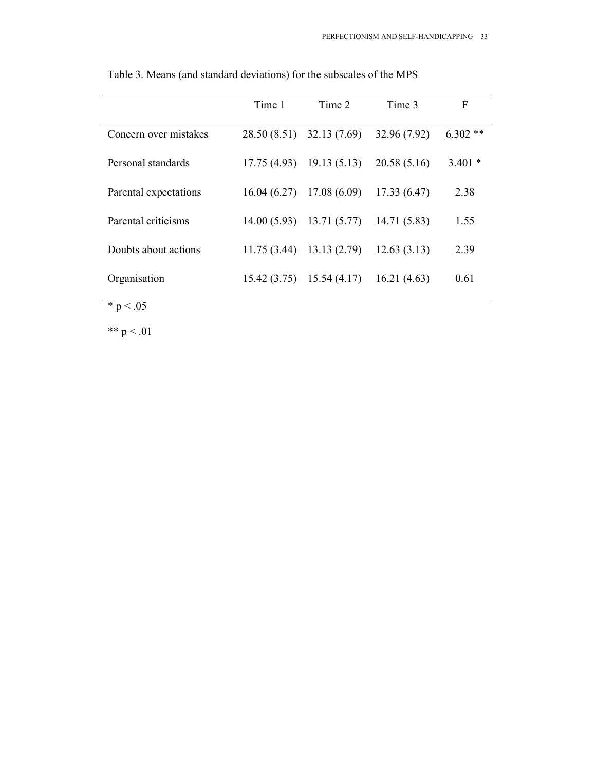Table 3. Means (and standard deviations) for the subscales of the MPS

| | Time 1 | Time 2 | Time 3 | F |
|---|---|---|---|---|
| Concern over mistakes | 28.50 (8.51) | 32.13 (7.69) | 32.96 (7.92) | 6.302 ** |
| Personal standards | 17.75 (4.93) | 19.13 (5.13) | 20.58 (5.16) | 3.401 * |
| Parental expectations | 16.04 (6.27) | 17.08 (6.09) | 17.33 (6.47) | 2.38 |
| Parental criticisms | 14.00 (5.93) | 13.71 (5.77) | 14.71 (5.83) | 1.55 |
| Doubts about actions | 11.75 (3.44) | 13.13 (2.79) | 12.63 (3.13) | 2.39 |
| Organisation | 15.42 (3.75) | 15.54 (4.17) | 16.21 (4.63) | 0.61 |

* $p < .05$

** $p < .01$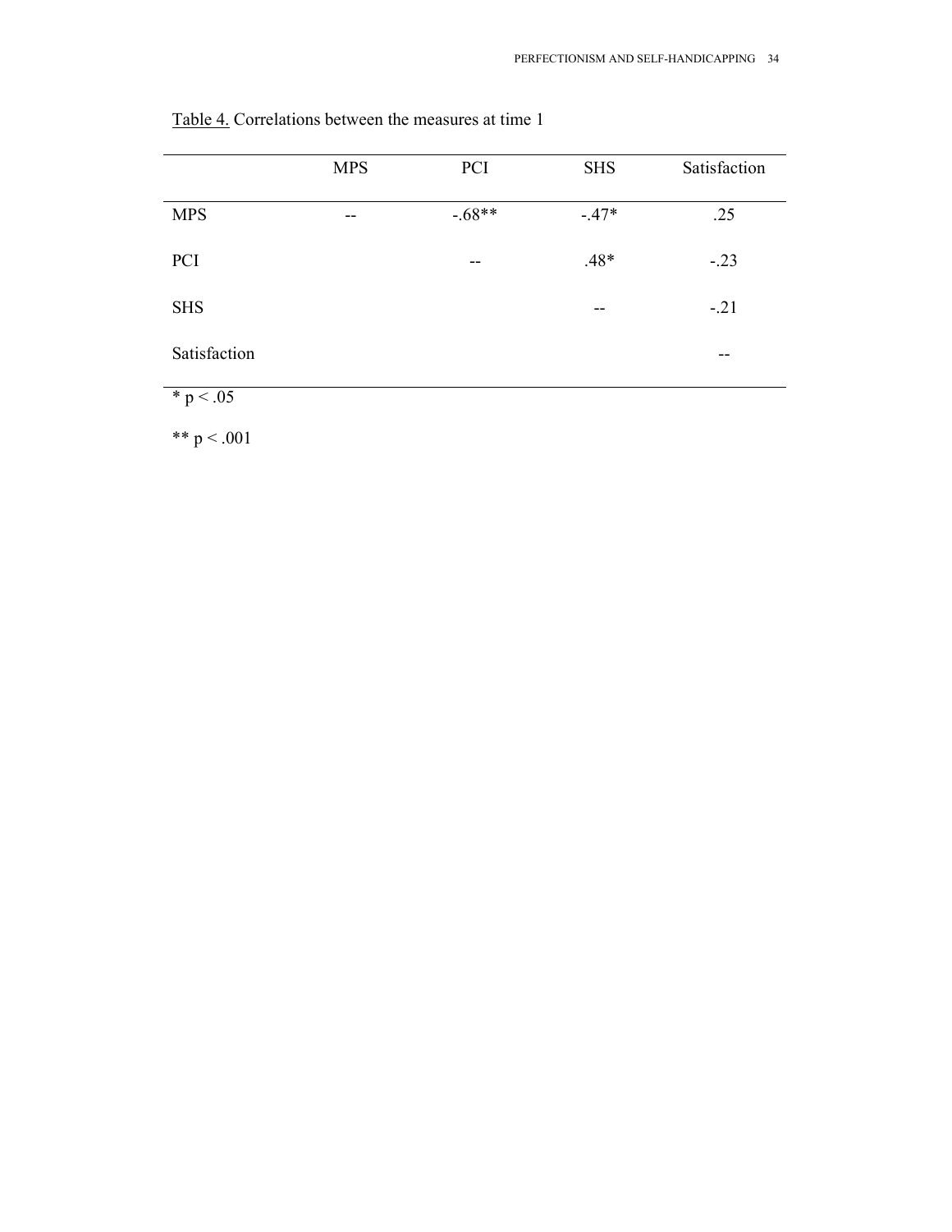Table 4. Correlations between the measures at time 1

| | MPS | PCI | SHS | Satisfaction |
|---|---|---|---|---|
| MPS | -- | -.68** | -.47* | .25 |
| PCI | | -- | .48* | -.23 |
| SHS | | | -- | -.21 |
| Satisfaction | | | | -- |

* $p < .05$

** $p < .001$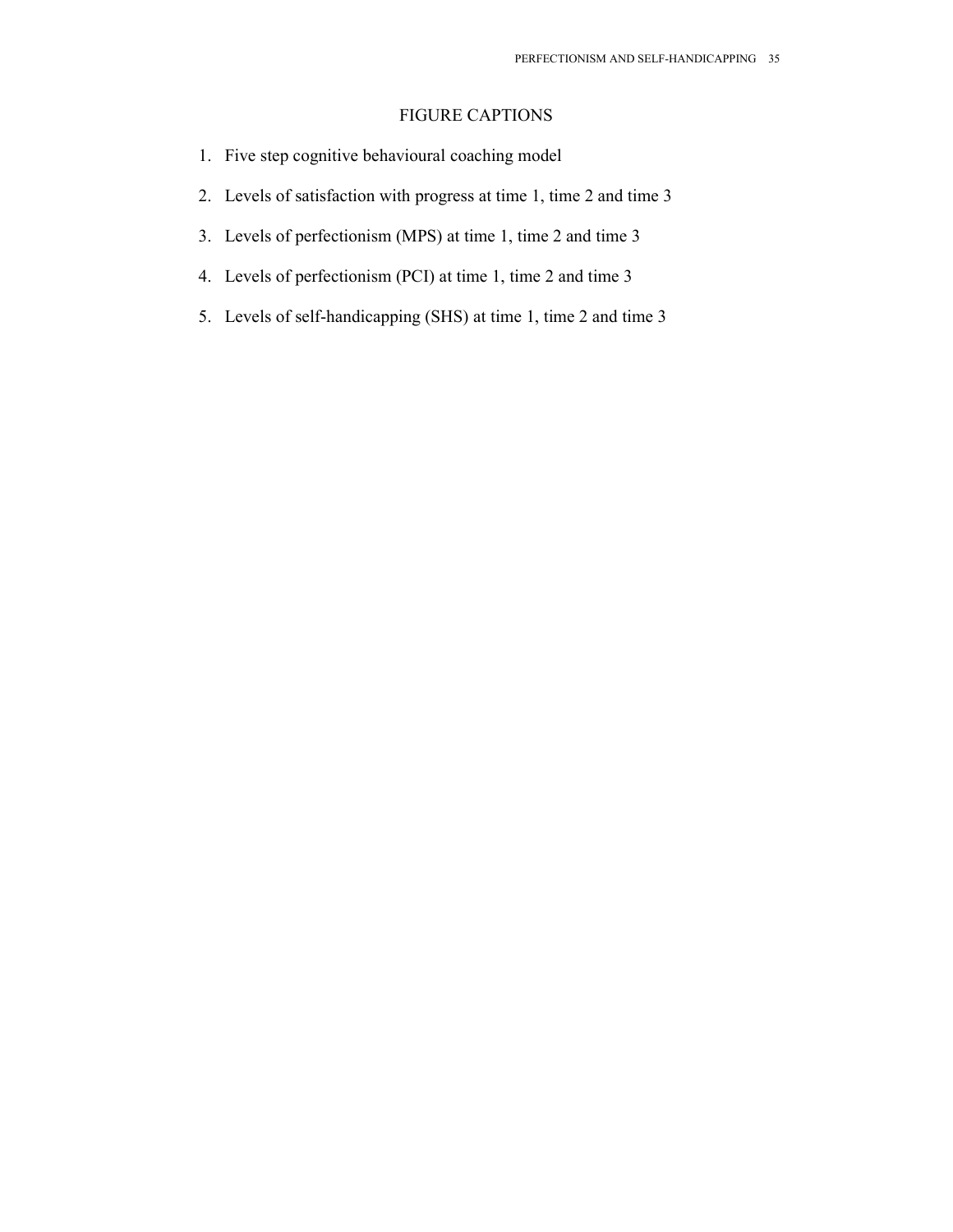# FIGURE CAPTIONS

1. Five step cognitive behavioural coaching model
2. Levels of satisfaction with progress at time 1, time 2 and time 3
3. Levels of perfectionism (MPS) at time 1, time 2 and time 3
4. Levels of perfectionism (PCI) at time 1, time 2 and time 3
5. Levels of self-handicapping (SHS) at time 1, time 2 and time 3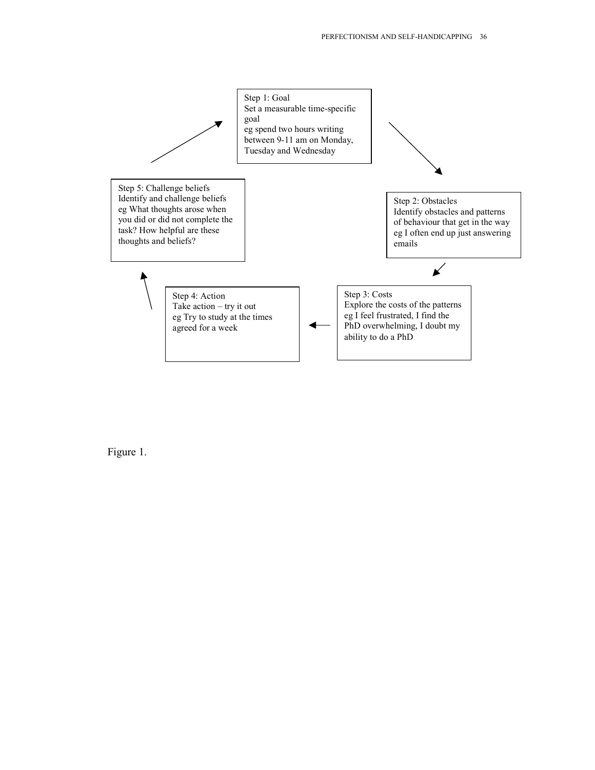Step 1: Goal
Set a measurable time-specific goal
eg spend two hours writing between 9-11 am on Monday, Tuesday and Wednesday

Step 2: Obstacles
Identify obstacles and patterns of behaviour that get in the way
eg I often end up just answering emails

Step 3: Costs
Explore the costs of the patterns
eg I feel frustrated, I find the PhD overwhelming, I doubt my ability to do a PhD

Step 4: Action
Take action – try it out
eg Try to study at the times agreed for a week

Step 5: Challenge beliefs
Identify and challenge beliefs
eg What thoughts arose when you did or did not complete the task? How helpful are these thoughts and beliefs?

Figure 1.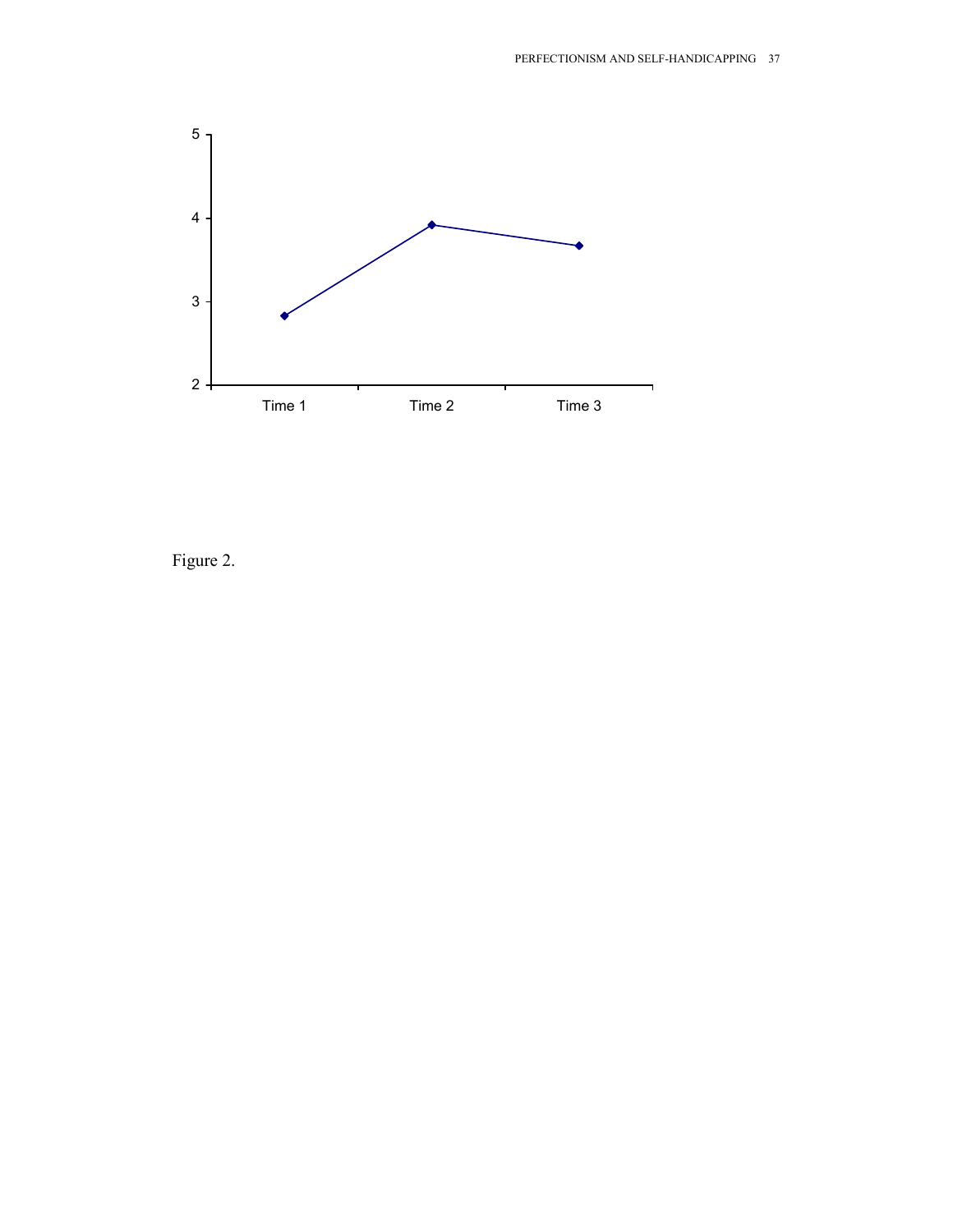Figure 2.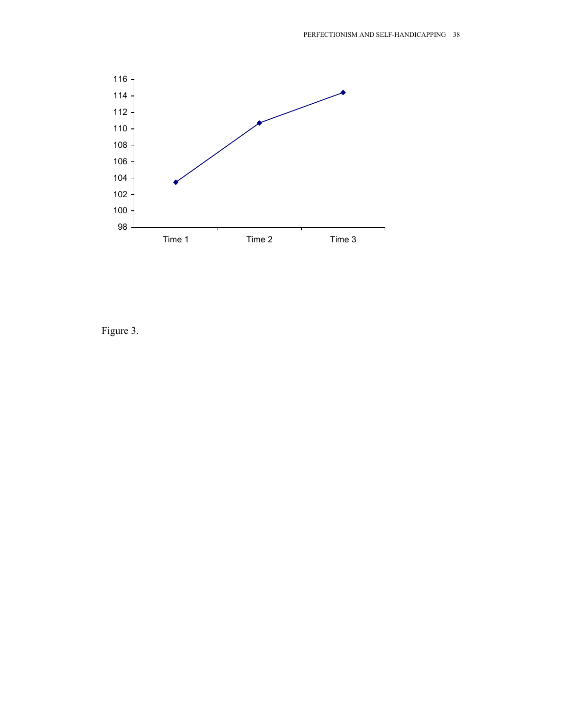Figure 3.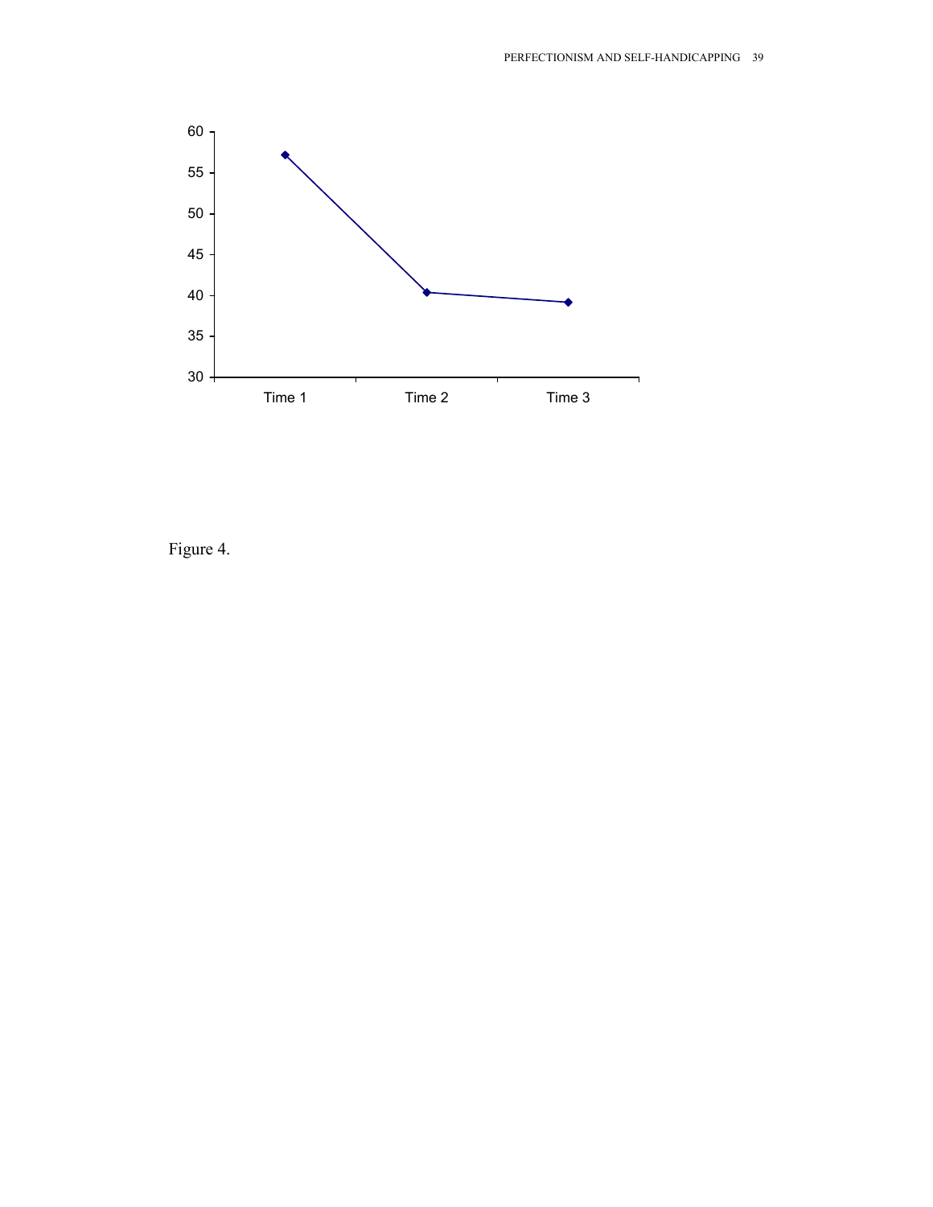Figure 4.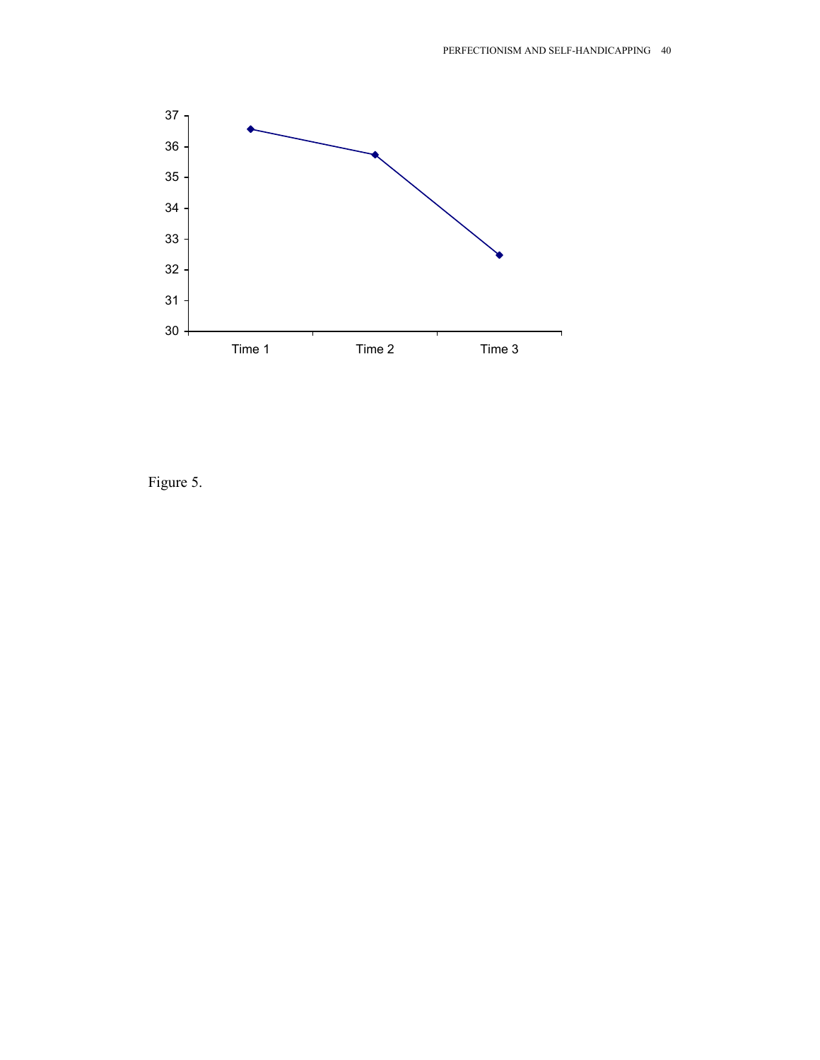37
36
35
34
33
32
31
30

Time 1
Time 2
Time 3

Figure 5.